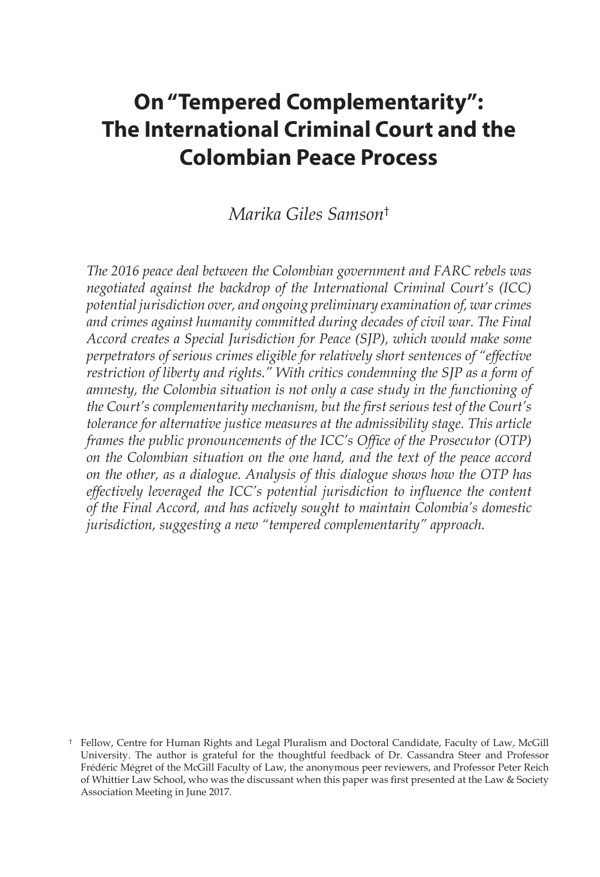# On "Tempered Complementarity": The International Criminal Court and the Colombian Peace Process

*Marika Giles Samson*[†]

*The 2016 peace deal between the Colombian government and FARC rebels was negotiated against the backdrop of the International Criminal Court's (ICC) potential jurisdiction over, and ongoing preliminary examination of, war crimes and crimes against humanity committed during decades of civil war. The Final Accord creates a Special Jurisdiction for Peace (SJP), which would make some perpetrators of serious crimes eligible for relatively short sentences of "effective restriction of liberty and rights." With critics condemning the SJP as a form of amnesty, the Colombia situation is not only a case study in the functioning of the Court's complementarity mechanism, but the first serious test of the Court's tolerance for alternative justice measures at the admissibility stage. This article frames the public pronouncements of the ICC's Office of the Prosecutor (OTP) on the Colombian situation on the one hand, and the text of the peace accord on the other, as a dialogue. Analysis of this dialogue shows how the OTP has effectively leveraged the ICC's potential jurisdiction to influence the content of the Final Accord, and has actively sought to maintain Colombia's domestic jurisdiction, suggesting a new "tempered complementarity" approach.*

[†] Fellow, Centre for Human Rights and Legal Pluralism and Doctoral Candidate, Faculty of Law, McGill University. The author is grateful for the thoughtful feedback of Dr. Cassandra Steer and Professor Frédéric Mégret of the McGill Faculty of Law, the anonymous peer reviewers, and Professor Peter Reich of Whittier Law School, who was the discussant when this paper was first presented at the Law & Society Association Meeting in June 2017.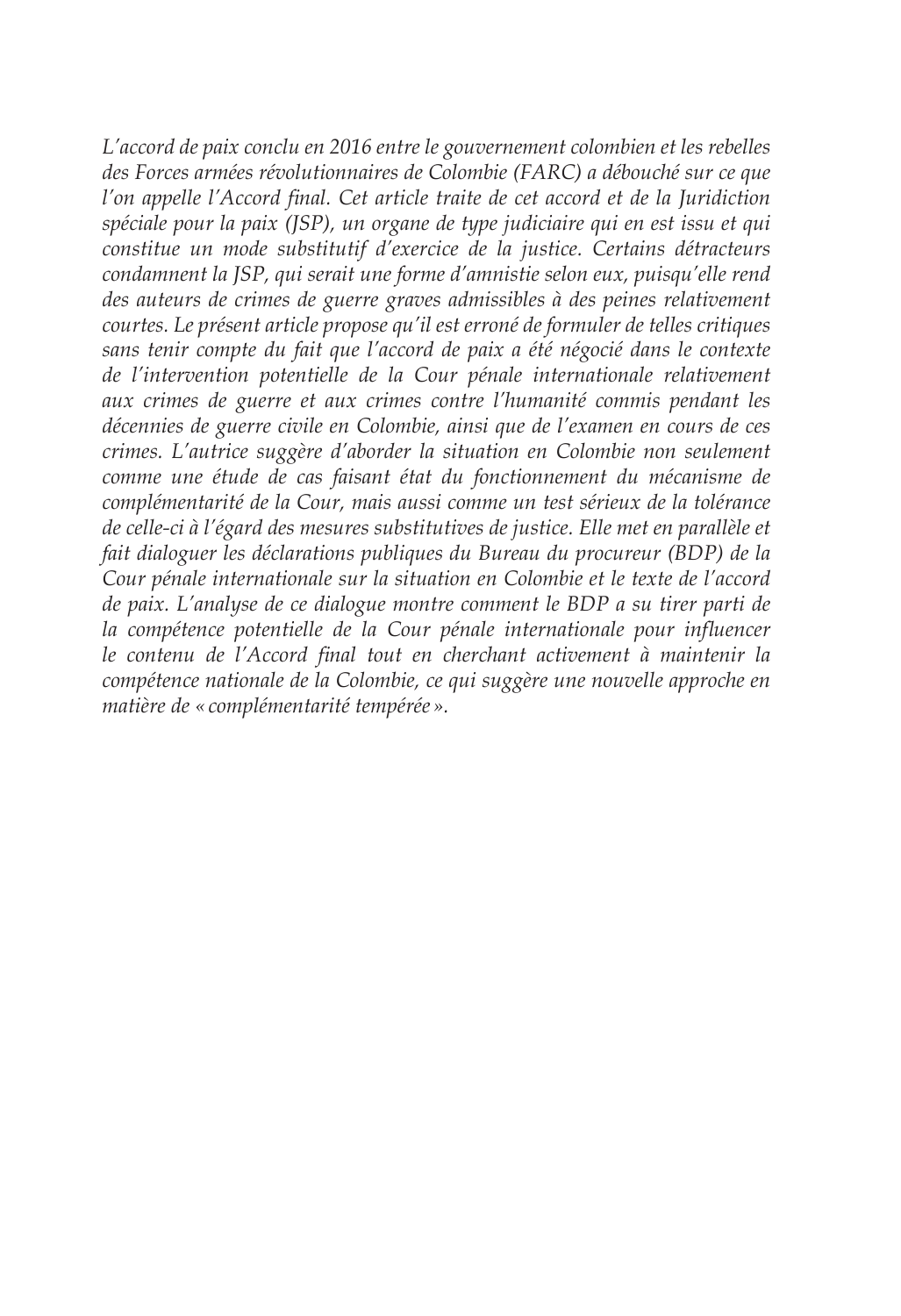*L'accord de paix conclu en 2016 entre le gouvernement colombien et les rebelles des Forces armées révolutionnaires de Colombie (FARC) a débouché sur ce que l'on appelle l'Accord final. Cet article traite de cet accord et de la Juridiction spéciale pour la paix (JSP), un organe de type judiciaire qui en est issu et qui constitue un mode substitutif d'exercice de la justice. Certains détracteurs condamnent la JSP, qui serait une forme d'amnistie selon eux, puisqu'elle rend des auteurs de crimes de guerre graves admissibles à des peines relativement courtes. Le présent article propose qu'il est erroné de formuler de telles critiques sans tenir compte du fait que l'accord de paix a été négocié dans le contexte de l'intervention potentielle de la Cour pénale internationale relativement aux crimes de guerre et aux crimes contre l'humanité commis pendant les décennies de guerre civile en Colombie, ainsi que de l'examen en cours de ces crimes. L'autrice suggère d'aborder la situation en Colombie non seulement comme une étude de cas faisant état du fonctionnement du mécanisme de complémentarité de la Cour, mais aussi comme un test sérieux de la tolérance de celle-ci à l'égard des mesures substitutives de justice. Elle met en parallèle et fait dialoguer les déclarations publiques du Bureau du procureur (BDP) de la Cour pénale internationale sur la situation en Colombie et le texte de l'accord de paix. L'analyse de ce dialogue montre comment le BDP a su tirer parti de la compétence potentielle de la Cour pénale internationale pour influencer le contenu de l'Accord final tout en cherchant activement à maintenir la compétence nationale de la Colombie, ce qui suggère une nouvelle approche en matière de « complémentarité tempérée ».*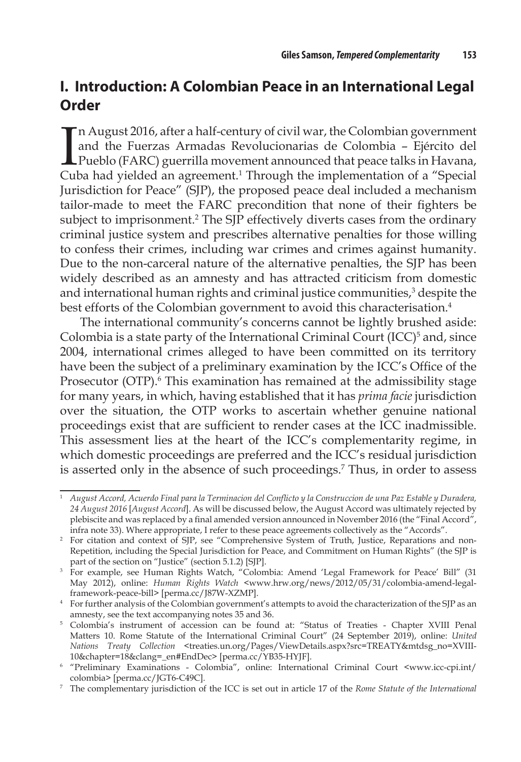## I. Introduction: A Colombian Peace in an International Legal Order

In August 2016, after a half-century of civil war, the Colombian government and the Fuerzas Armadas Revolucionarias de Colombia – Ejército del Pueblo (FARC) guerrilla movement announced that peace talks in Havana, Cuba had yielded an agreement.[1] Through the implementation of a "Special Jurisdiction for Peace" (SJP), the proposed peace deal included a mechanism tailor-made to meet the FARC precondition that none of their fighters be subject to imprisonment.[2] The SJP effectively diverts cases from the ordinary criminal justice system and prescribes alternative penalties for those willing to confess their crimes, including war crimes and crimes against humanity. Due to the non-carceral nature of the alternative penalties, the SJP has been widely described as an amnesty and has attracted criticism from domestic and international human rights and criminal justice communities,[3] despite the best efforts of the Colombian government to avoid this characterisation.[4]

The international community's concerns cannot be lightly brushed aside: Colombia is a state party of the International Criminal Court (ICC)[5] and, since 2004, international crimes alleged to have been committed on its territory have been the subject of a preliminary examination by the ICC's Office of the Prosecutor (OTP).[6] This examination has remained at the admissibility stage for many years, in which, having established that it has *prima facie* jurisdiction over the situation, the OTP works to ascertain whether genuine national proceedings exist that are sufficient to render cases at the ICC inadmissible. This assessment lies at the heart of the ICC's complementarity regime, in which domestic proceedings are preferred and the ICC's residual jurisdiction is asserted only in the absence of such proceedings.[7] Thus, in order to assess

---

[1] *August Accord, Acuerdo Final para la Terminacion del Conflicto y la Construccion de una Paz Estable y Duradera, 24 August 2016* [*August Accord*]. As will be discussed below, the August Accord was ultimately rejected by plebiscite and was replaced by a final amended version announced in November 2016 (the "Final Accord", infra note 33). Where appropriate, I refer to these peace agreements collectively as the "Accords".

[2] For citation and context of SJP, see "Comprehensive System of Truth, Justice, Reparations and non-Repetition, including the Special Jurisdiction for Peace, and Commitment on Human Rights" (the SJP is part of the section on "Justice" (section 5.1.2) [SJP].

[3] For example, see Human Rights Watch, "Colombia: Amend 'Legal Framework for Peace' Bill" (31 May 2012), online: *Human Rights Watch* <www.hrw.org/news/2012/05/31/colombia-amend-legal-framework-peace-bill> [perma.cc/J87W-XZMP].

[4] For further analysis of the Colombian government's attempts to avoid the characterization of the SJP as an amnesty, see the text accompanying notes 35 and 36.

[5] Colombia's instrument of accession can be found at: "Status of Treaties - Chapter XVIII Penal Matters 10. Rome Statute of the International Criminal Court" (24 September 2019), online: *United Nations Treaty Collection* <treaties.un.org/Pages/ViewDetails.aspx?src=TREATY&mtdsg_no=XVIII-10&chapter=18&clang=_en#EndDec> [perma.cc/YB35-HYJF].

[6] "Preliminary Examinations - Colombia", online: International Criminal Court <www.icc-cpi.int/colombia> [perma.cc/JGT6-C49C].

[7] The complementary jurisdiction of the ICC is set out in article 17 of the *Rome Statute of the International*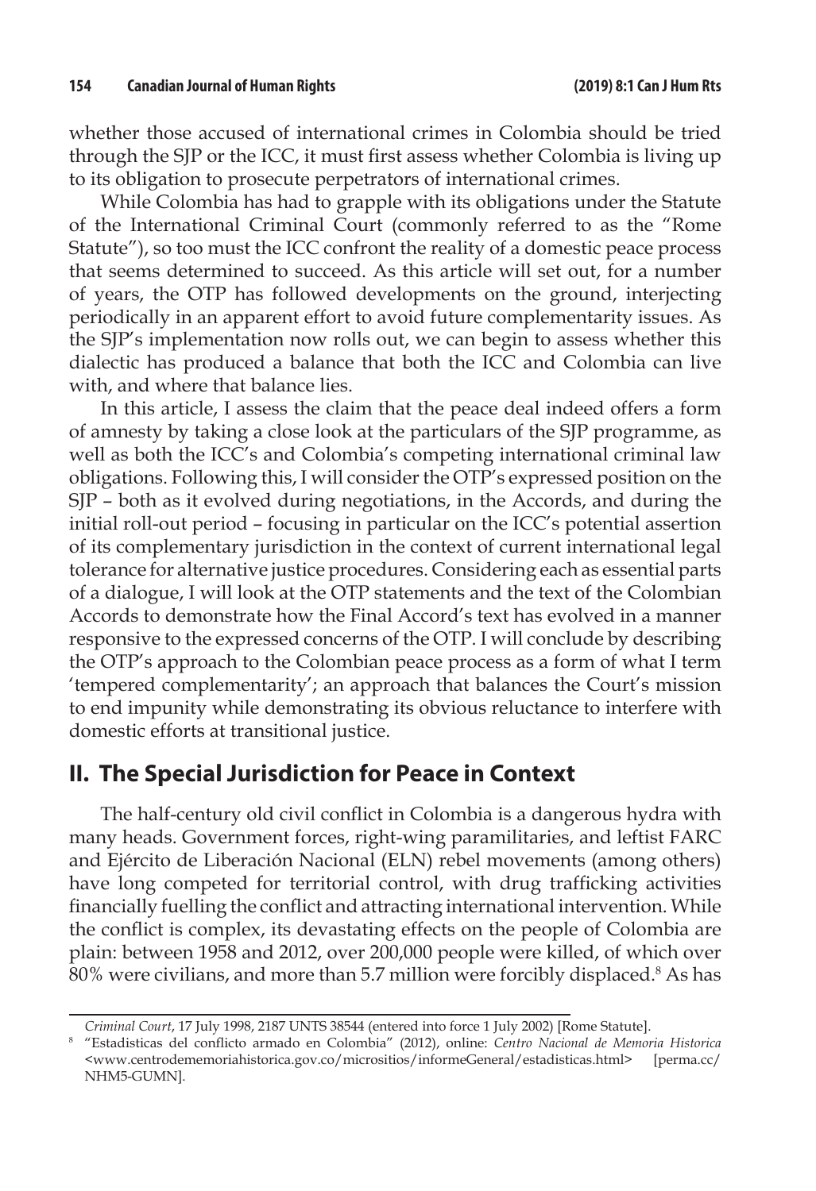whether those accused of international crimes in Colombia should be tried through the SJP or the ICC, it must first assess whether Colombia is living up to its obligation to prosecute perpetrators of international crimes.

While Colombia has had to grapple with its obligations under the Statute of the International Criminal Court (commonly referred to as the "Rome Statute"), so too must the ICC confront the reality of a domestic peace process that seems determined to succeed. As this article will set out, for a number of years, the OTP has followed developments on the ground, interjecting periodically in an apparent effort to avoid future complementarity issues. As the SJP's implementation now rolls out, we can begin to assess whether this dialectic has produced a balance that both the ICC and Colombia can live with, and where that balance lies.

In this article, I assess the claim that the peace deal indeed offers a form of amnesty by taking a close look at the particulars of the SJP programme, as well as both the ICC's and Colombia's competing international criminal law obligations. Following this, I will consider the OTP's expressed position on the SJP – both as it evolved during negotiations, in the Accords, and during the initial roll-out period – focusing in particular on the ICC's potential assertion of its complementary jurisdiction in the context of current international legal tolerance for alternative justice procedures. Considering each as essential parts of a dialogue, I will look at the OTP statements and the text of the Colombian Accords to demonstrate how the Final Accord's text has evolved in a manner responsive to the expressed concerns of the OTP. I will conclude by describing the OTP's approach to the Colombian peace process as a form of what I term 'tempered complementarity'; an approach that balances the Court's mission to end impunity while demonstrating its obvious reluctance to interfere with domestic efforts at transitional justice.

## II. The Special Jurisdiction for Peace in Context

The half-century old civil conflict in Colombia is a dangerous hydra with many heads. Government forces, right-wing paramilitaries, and leftist FARC and Ejército de Liberación Nacional (ELN) rebel movements (among others) have long competed for territorial control, with drug trafficking activities financially fuelling the conflict and attracting international intervention. While the conflict is complex, its devastating effects on the people of Colombia are plain: between 1958 and 2012, over 200,000 people were killed, of which over 80% were civilians, and more than 5.7 million were forcibly displaced.[8] As has

---

*Criminal Court*, 17 July 1998, 2187 UNTS 38544 (entered into force 1 July 2002) [Rome Statute].

[8] "Estadisticas del conflicto armado en Colombia" (2012), online: *Centro Nacional de Memoria Historica* <www.centrodememoriahistorica.gov.co/micrositios/informeGeneral/estadisticas.html> [perma.cc/NHM5-GUMN].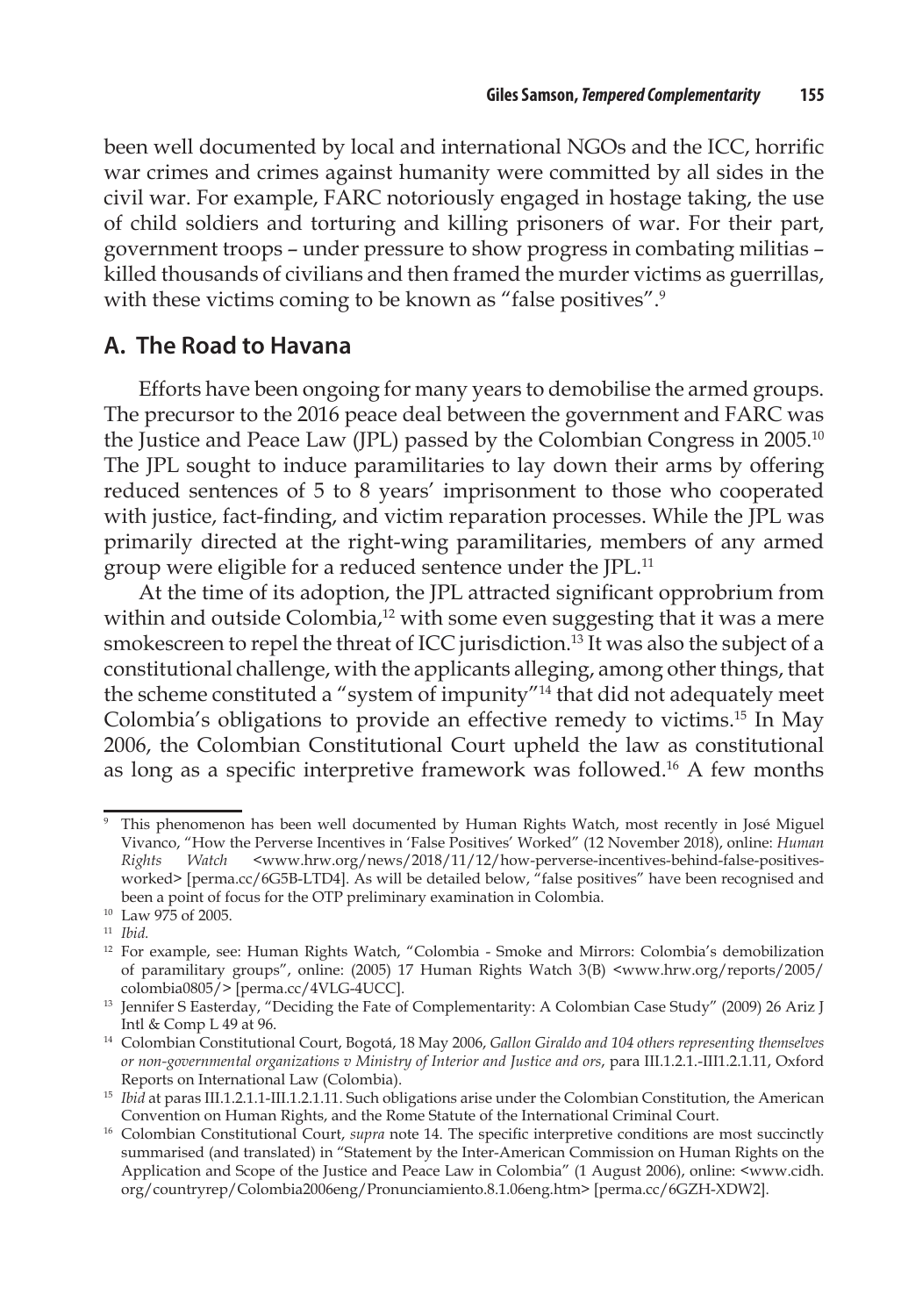been well documented by local and international NGOs and the ICC, horrific war crimes and crimes against humanity were committed by all sides in the civil war. For example, FARC notoriously engaged in hostage taking, the use of child soldiers and torturing and killing prisoners of war. For their part, government troops – under pressure to show progress in combating militias – killed thousands of civilians and then framed the murder victims as guerrillas, with these victims coming to be known as "false positives".[9]

## A. The Road to Havana

Efforts have been ongoing for many years to demobilise the armed groups. The precursor to the 2016 peace deal between the government and FARC was the Justice and Peace Law (JPL) passed by the Colombian Congress in 2005.[10] The JPL sought to induce paramilitaries to lay down their arms by offering reduced sentences of 5 to 8 years' imprisonment to those who cooperated with justice, fact-finding, and victim reparation processes. While the JPL was primarily directed at the right-wing paramilitaries, members of any armed group were eligible for a reduced sentence under the JPL.[11]

At the time of its adoption, the JPL attracted significant opprobrium from within and outside Colombia,[12] with some even suggesting that it was a mere smokescreen to repel the threat of ICC jurisdiction.[13] It was also the subject of a constitutional challenge, with the applicants alleging, among other things, that the scheme constituted a "system of impunity"[14] that did not adequately meet Colombia's obligations to provide an effective remedy to victims.[15] In May 2006, the Colombian Constitutional Court upheld the law as constitutional as long as a specific interpretive framework was followed.[16] A few months

---

[9] This phenomenon has been well documented by Human Rights Watch, most recently in José Miguel Vivanco, "How the Perverse Incentives in 'False Positives' Worked" (12 November 2018), online: *Human Rights Watch* <www.hrw.org/news/2018/11/12/how-perverse-incentives-behind-false-positives-worked> [perma.cc/6G5B-LTD4]. As will be detailed below, "false positives" have been recognised and been a point of focus for the OTP preliminary examination in Colombia.

[10] Law 975 of 2005.

[11] *Ibid.*

[12] For example, see: Human Rights Watch, "Colombia - Smoke and Mirrors: Colombia's demobilization of paramilitary groups", online: (2005) 17 Human Rights Watch 3(B) <www.hrw.org/reports/2005/colombia0805/> [perma.cc/4VLG-4UCC].

[13] Jennifer S Easterday, "Deciding the Fate of Complementarity: A Colombian Case Study" (2009) 26 Ariz J Intl & Comp L 49 at 96.

[14] Colombian Constitutional Court, Bogotá, 18 May 2006, *Gallon Giraldo and 104 others representing themselves or non-governmental organizations v Ministry of Interior and Justice and ors*, para III.1.2.1.-III1.2.1.11, Oxford Reports on International Law (Colombia).

[15] *Ibid* at paras III.1.2.1.1-III.1.2.1.11. Such obligations arise under the Colombian Constitution, the American Convention on Human Rights, and the Rome Statute of the International Criminal Court.

[16] Colombian Constitutional Court, *supra* note 14. The specific interpretive conditions are most succinctly summarised (and translated) in "Statement by the Inter-American Commission on Human Rights on the Application and Scope of the Justice and Peace Law in Colombia" (1 August 2006), online: <www.cidh.org/countryrep/Colombia2006eng/Pronunciamiento.8.1.06eng.htm> [perma.cc/6GZH-XDW2].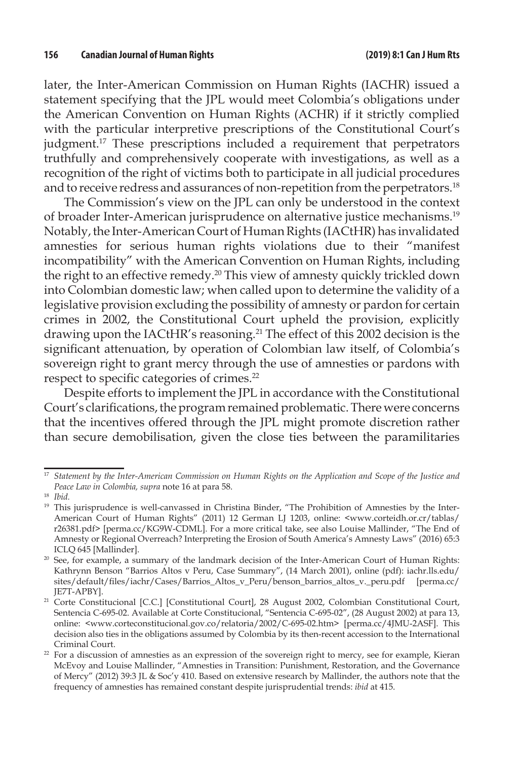later, the Inter-American Commission on Human Rights (IACHR) issued a statement specifying that the JPL would meet Colombia's obligations under the American Convention on Human Rights (ACHR) if it strictly complied with the particular interpretive prescriptions of the Constitutional Court's judgment.[17] These prescriptions included a requirement that perpetrators truthfully and comprehensively cooperate with investigations, as well as a recognition of the right of victims both to participate in all judicial procedures and to receive redress and assurances of non-repetition from the perpetrators.[18]

The Commission's view on the JPL can only be understood in the context of broader Inter-American jurisprudence on alternative justice mechanisms.[19] Notably, the Inter-American Court of Human Rights (IACtHR) has invalidated amnesties for serious human rights violations due to their "manifest incompatibility" with the American Convention on Human Rights, including the right to an effective remedy.[20] This view of amnesty quickly trickled down into Colombian domestic law; when called upon to determine the validity of a legislative provision excluding the possibility of amnesty or pardon for certain crimes in 2002, the Constitutional Court upheld the provision, explicitly drawing upon the IACtHR's reasoning.[21] The effect of this 2002 decision is the significant attenuation, by operation of Colombian law itself, of Colombia's sovereign right to grant mercy through the use of amnesties or pardons with respect to specific categories of crimes.[22]

Despite efforts to implement the JPL in accordance with the Constitutional Court's clarifications, the program remained problematic. There were concerns that the incentives offered through the JPL might promote discretion rather than secure demobilisation, given the close ties between the paramilitaries

---

[17] *Statement by the Inter-American Commission on Human Rights on the Application and Scope of the Justice and Peace Law in Colombia, supra* note 16 at para 58.

[18] *Ibid.*

[19] This jurisprudence is well-canvassed in Christina Binder, "The Prohibition of Amnesties by the Inter-American Court of Human Rights" (2011) 12 German LJ 1203, online: <www.corteidh.or.cr/tablas/r26381.pdf> [perma.cc/KG9W-CDML]. For a more critical take, see also Louise Mallinder, "The End of Amnesty or Regional Overreach? Interpreting the Erosion of South America's Amnesty Laws" (2016) 65:3 ICLQ 645 [Mallinder].

[20] See, for example, a summary of the landmark decision of the Inter-American Court of Human Rights: Kathrynn Benson "Barrios Altos v Peru, Case Summary", (14 March 2001), online (pdf): iachr.lls.edu/sites/default/files/iachr/Cases/Barrios_Altos_v_Peru/benson_barrios_altos_v._peru.pdf [perma.cc/JE7T-APBY].

[21] Corte Constitucional [C.C.] [Constitutional Court], 28 August 2002, Colombian Constitutional Court, Sentencia C-695-02. Available at Corte Constitucional, "Sentencia C-695-02", (28 August 2002) at para 13, online: <www.corteconstitucional.gov.co/relatoria/2002/C-695-02.htm> [perma.cc/4JMU-2ASF]. This decision also ties in the obligations assumed by Colombia by its then-recent accession to the International Criminal Court.

[22] For a discussion of amnesties as an expression of the sovereign right to mercy, see for example, Kieran McEvoy and Louise Mallinder, "Amnesties in Transition: Punishment, Restoration, and the Governance of Mercy" (2012) 39:3 JL & Soc'y 410. Based on extensive research by Mallinder, the authors note that the frequency of amnesties has remained constant despite jurisprudential trends: *ibid* at 415.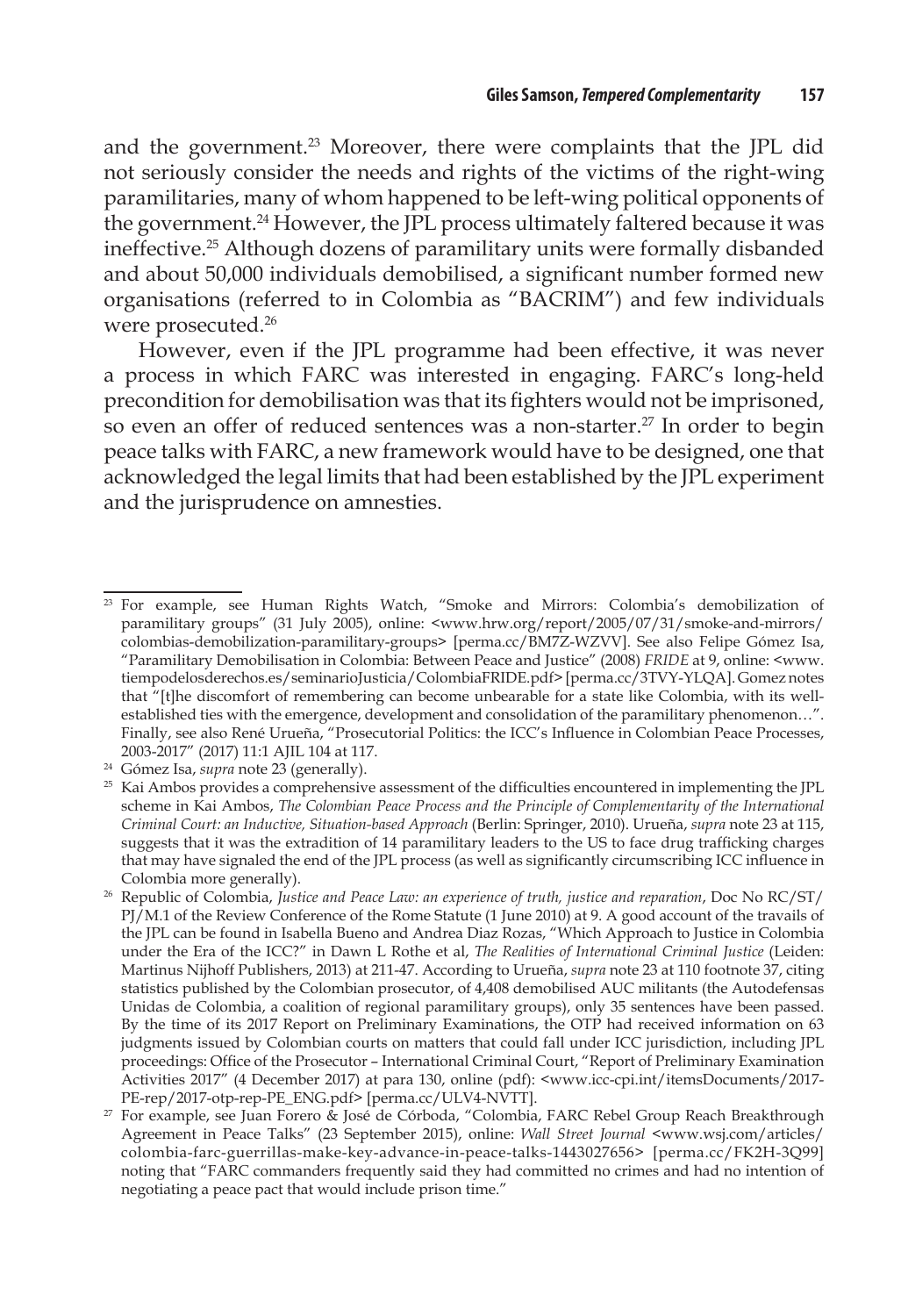and the government.[23] Moreover, there were complaints that the JPL did not seriously consider the needs and rights of the victims of the right-wing paramilitaries, many of whom happened to be left-wing political opponents of the government.[24] However, the JPL process ultimately faltered because it was ineffective.[25] Although dozens of paramilitary units were formally disbanded and about 50,000 individuals demobilised, a significant number formed new organisations (referred to in Colombia as "BACRIM") and few individuals were prosecuted.[26]

However, even if the JPL programme had been effective, it was never a process in which FARC was interested in engaging. FARC's long-held precondition for demobilisation was that its fighters would not be imprisoned, so even an offer of reduced sentences was a non-starter.[27] In order to begin peace talks with FARC, a new framework would have to be designed, one that acknowledged the legal limits that had been established by the JPL experiment and the jurisprudence on amnesties.

---

[23] For example, see Human Rights Watch, "Smoke and Mirrors: Colombia's demobilization of paramilitary groups" (31 July 2005), online: <www.hrw.org/report/2005/07/31/smoke-and-mirrors/colombias-demobilization-paramilitary-groups> [perma.cc/BM7Z-WZVV]. See also Felipe Gómez Isa, "Paramilitary Demobilisation in Colombia: Between Peace and Justice" (2008) *FRIDE* at 9, online: <www.tiempodelosderechos.es/seminarioJusticia/ColombiaFRIDE.pdf> [perma.cc/3TVY-YLQA]. Gomez notes that "[t]he discomfort of remembering can become unbearable for a state like Colombia, with its well-established ties with the emergence, development and consolidation of the paramilitary phenomenon…". Finally, see also René Urueña, "Prosecutorial Politics: the ICC's Influence in Colombian Peace Processes, 2003-2017" (2017) 11:1 AJIL 104 at 117.

[24] Gómez Isa, *supra* note 23 (generally).

[25] Kai Ambos provides a comprehensive assessment of the difficulties encountered in implementing the JPL scheme in Kai Ambos, *The Colombian Peace Process and the Principle of Complementarity of the International Criminal Court: an Inductive, Situation-based Approach* (Berlin: Springer, 2010). Urueña, *supra* note 23 at 115, suggests that it was the extradition of 14 paramilitary leaders to the US to face drug trafficking charges that may have signaled the end of the JPL process (as well as significantly circumscribing ICC influence in Colombia more generally).

[26] Republic of Colombia, *Justice and Peace Law: an experience of truth, justice and reparation*, Doc No RC/ST/PJ/M.1 of the Review Conference of the Rome Statute (1 June 2010) at 9. A good account of the travails of the JPL can be found in Isabella Bueno and Andrea Diaz Rozas, "Which Approach to Justice in Colombia under the Era of the ICC?" in Dawn L Rothe et al, *The Realities of International Criminal Justice* (Leiden: Martinus Nijhoff Publishers, 2013) at 211-47. According to Urueña, *supra* note 23 at 110 footnote 37, citing statistics published by the Colombian prosecutor, of 4,408 demobilised AUC militants (the Autodefensas Unidas de Colombia, a coalition of regional paramilitary groups), only 35 sentences have been passed. By the time of its 2017 Report on Preliminary Examinations, the OTP had received information on 63 judgments issued by Colombian courts on matters that could fall under ICC jurisdiction, including JPL proceedings: Office of the Prosecutor – International Criminal Court, "Report of Preliminary Examination Activities 2017" (4 December 2017) at para 130, online (pdf): <www.icc-cpi.int/itemsDocuments/2017-PE-rep/2017-otp-rep-PE_ENG.pdf> [perma.cc/ULV4-NVTT].

[27] For example, see Juan Forero & José de Córboda, "Colombia, FARC Rebel Group Reach Breakthrough Agreement in Peace Talks" (23 September 2015), online: *Wall Street Journal* <www.wsj.com/articles/colombia-farc-guerrillas-make-key-advance-in-peace-talks-1443027656> [perma.cc/FK2H-3Q99] noting that "FARC commanders frequently said they had committed no crimes and had no intention of negotiating a peace pact that would include prison time."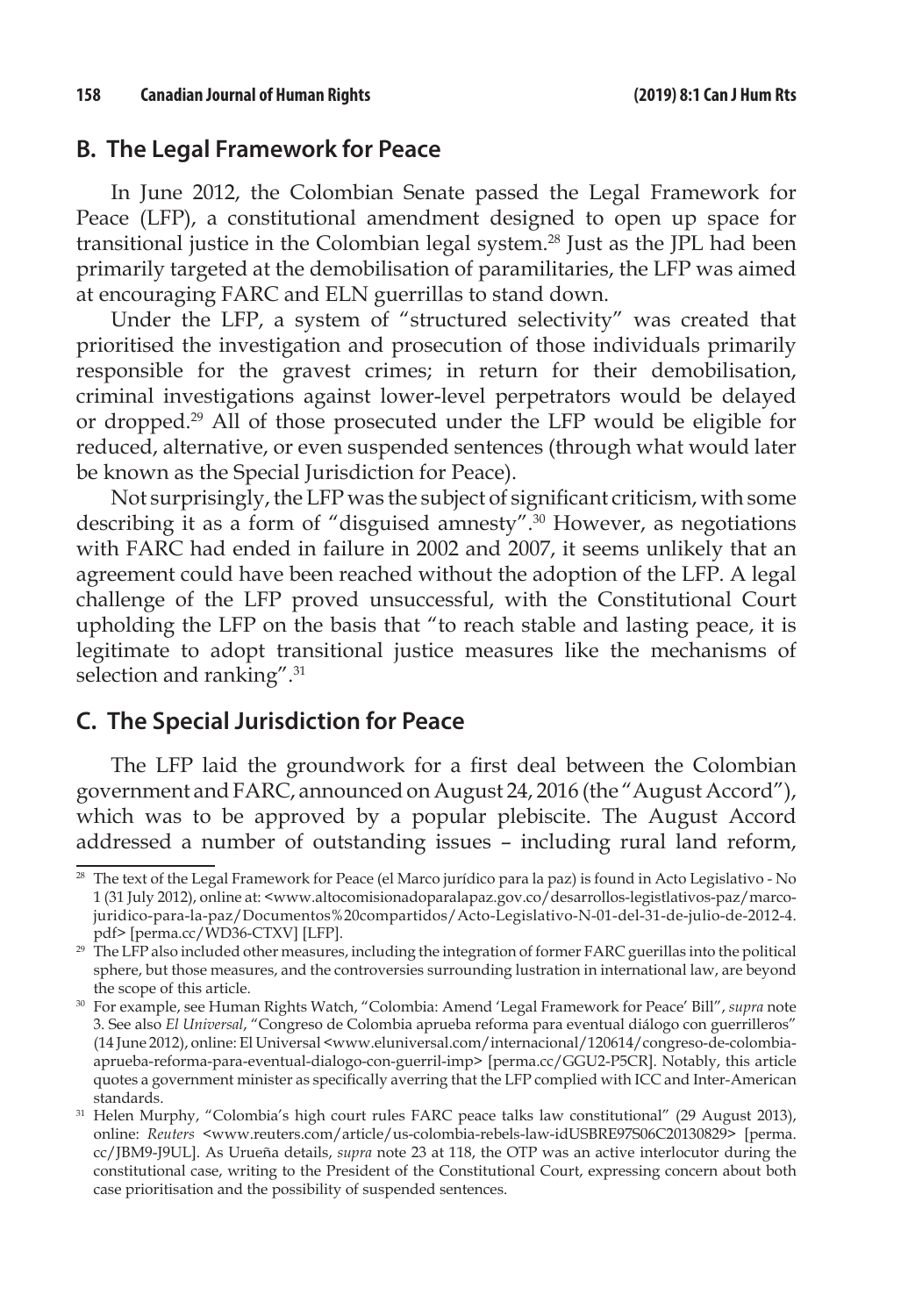## B. The Legal Framework for Peace

In June 2012, the Colombian Senate passed the Legal Framework for Peace (LFP), a constitutional amendment designed to open up space for transitional justice in the Colombian legal system.[28] Just as the JPL had been primarily targeted at the demobilisation of paramilitaries, the LFP was aimed at encouraging FARC and ELN guerrillas to stand down.

Under the LFP, a system of "structured selectivity" was created that prioritised the investigation and prosecution of those individuals primarily responsible for the gravest crimes; in return for their demobilisation, criminal investigations against lower-level perpetrators would be delayed or dropped.[29] All of those prosecuted under the LFP would be eligible for reduced, alternative, or even suspended sentences (through what would later be known as the Special Jurisdiction for Peace).

Not surprisingly, the LFP was the subject of significant criticism, with some describing it as a form of "disguised amnesty".[30] However, as negotiations with FARC had ended in failure in 2002 and 2007, it seems unlikely that an agreement could have been reached without the adoption of the LFP. A legal challenge of the LFP proved unsuccessful, with the Constitutional Court upholding the LFP on the basis that "to reach stable and lasting peace, it is legitimate to adopt transitional justice measures like the mechanisms of selection and ranking".[31]

## C. The Special Jurisdiction for Peace

The LFP laid the groundwork for a first deal between the Colombian government and FARC, announced on August 24, 2016 (the "August Accord"), which was to be approved by a popular plebiscite. The August Accord addressed a number of outstanding issues – including rural land reform,

---

[28] The text of the Legal Framework for Peace (el Marco jurídico para la paz) is found in Acto Legislativo - No 1 (31 July 2012), online at: <www.altocomisionadoparalapaz.gov.co/desarrollos-legistlativos-paz/marco-juridico-para-la-paz/Documentos%20compartidos/Acto-Legislativo-N-01-del-31-de-julio-de-2012-4.pdf> [perma.cc/WD36-CTXV] [LFP].

[29] The LFP also included other measures, including the integration of former FARC guerillas into the political sphere, but those measures, and the controversies surrounding lustration in international law, are beyond the scope of this article.

[30] For example, see Human Rights Watch, "Colombia: Amend 'Legal Framework for Peace' Bill", *supra* note 3. See also *El Universal*, "Congreso de Colombia aprueba reforma para eventual diálogo con guerrilleros" (14 June 2012), online: El Universal <www.eluniversal.com/internacional/120614/congreso-de-colombia-aprueba-reforma-para-eventual-dialogo-con-guerril-imp> [perma.cc/GGU2-P5CR]. Notably, this article quotes a government minister as specifically averring that the LFP complied with ICC and Inter-American standards.

[31] Helen Murphy, "Colombia's high court rules FARC peace talks law constitutional" (29 August 2013), online: *Reuters* <www.reuters.com/article/us-colombia-rebels-law-idUSBRE97S06C20130829> [perma.cc/JBM9-J9UL]. As Urueña details, *supra* note 23 at 118, the OTP was an active interlocutor during the constitutional case, writing to the President of the Constitutional Court, expressing concern about both case prioritisation and the possibility of suspended sentences.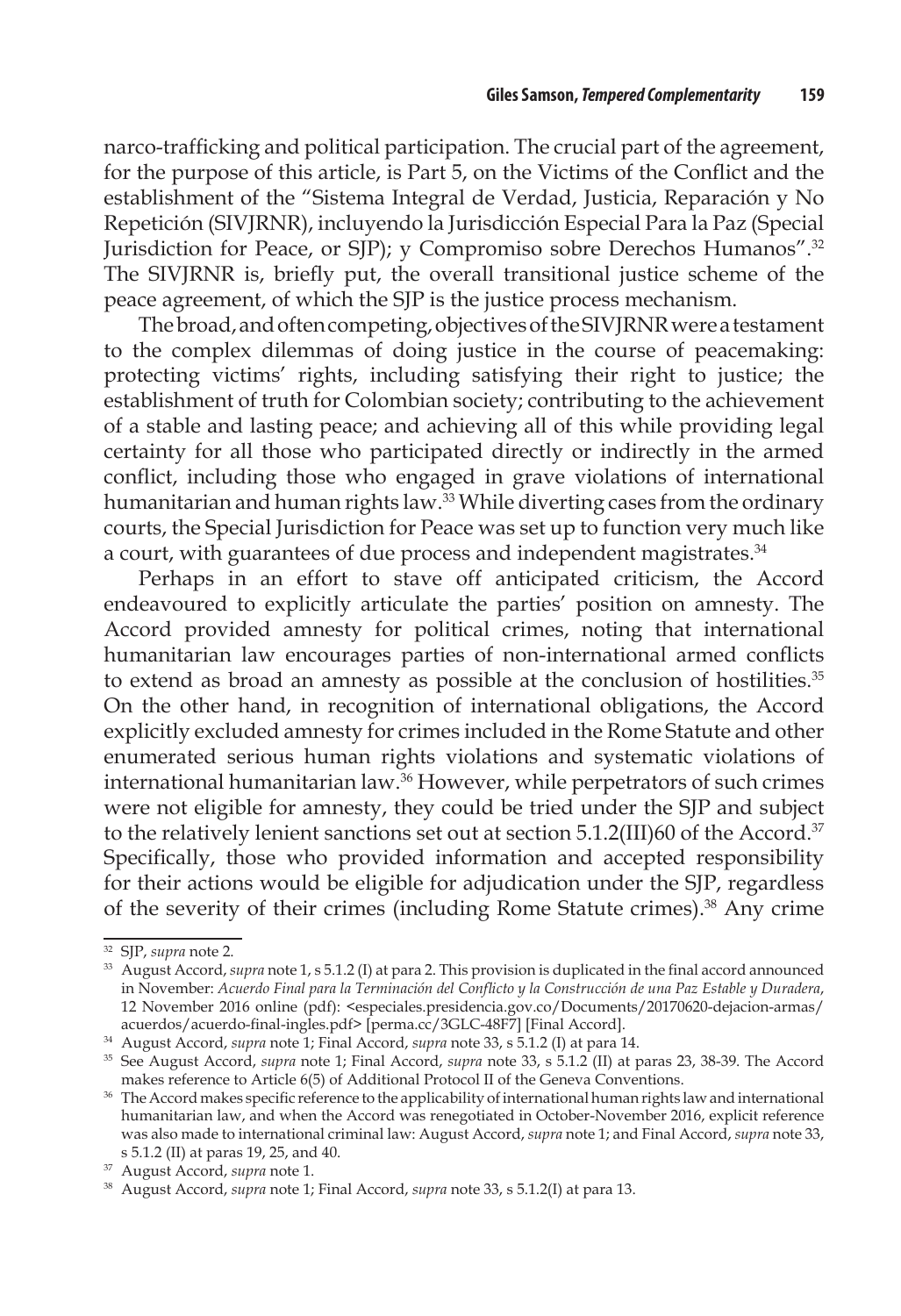narco-trafficking and political participation. The crucial part of the agreement, for the purpose of this article, is Part 5, on the Victims of the Conflict and the establishment of the "Sistema Integral de Verdad, Justicia, Reparación y No Repetición (SIVJRNR), incluyendo la Jurisdicción Especial Para la Paz (Special Jurisdiction for Peace, or SJP); y Compromiso sobre Derechos Humanos".[32] The SIVJRNR is, briefly put, the overall transitional justice scheme of the peace agreement, of which the SJP is the justice process mechanism.

The broad, and often competing, objectives of the SIVJRNR were a testament to the complex dilemmas of doing justice in the course of peacemaking: protecting victims' rights, including satisfying their right to justice; the establishment of truth for Colombian society; contributing to the achievement of a stable and lasting peace; and achieving all of this while providing legal certainty for all those who participated directly or indirectly in the armed conflict, including those who engaged in grave violations of international humanitarian and human rights law.[33] While diverting cases from the ordinary courts, the Special Jurisdiction for Peace was set up to function very much like a court, with guarantees of due process and independent magistrates.[34]

Perhaps in an effort to stave off anticipated criticism, the Accord endeavoured to explicitly articulate the parties' position on amnesty. The Accord provided amnesty for political crimes, noting that international humanitarian law encourages parties of non-international armed conflicts to extend as broad an amnesty as possible at the conclusion of hostilities.[35] On the other hand, in recognition of international obligations, the Accord explicitly excluded amnesty for crimes included in the Rome Statute and other enumerated serious human rights violations and systematic violations of international humanitarian law.[36] However, while perpetrators of such crimes were not eligible for amnesty, they could be tried under the SJP and subject to the relatively lenient sanctions set out at section 5.1.2(III)60 of the Accord.[37] Specifically, those who provided information and accepted responsibility for their actions would be eligible for adjudication under the SJP, regardless of the severity of their crimes (including Rome Statute crimes).[38] Any crime

---

[32] SJP, *supra* note 2.

[33] August Accord, *supra* note 1, s 5.1.2 (I) at para 2. This provision is duplicated in the final accord announced in November: *Acuerdo Final para la Terminación del Conflicto y la Construcción de una Paz Estable y Duradera*, 12 November 2016 online (pdf): <especiales.presidencia.gov.co/Documents/20170620-dejacion-armas/acuerdos/acuerdo-final-ingles.pdf> [perma.cc/3GLC-48F7] [Final Accord].

[34] August Accord, *supra* note 1; Final Accord, *supra* note 33, s 5.1.2 (I) at para 14.

[35] See August Accord, *supra* note 1; Final Accord, *supra* note 33, s 5.1.2 (II) at paras 23, 38-39. The Accord makes reference to Article 6(5) of Additional Protocol II of the Geneva Conventions.

[36] The Accord makes specific reference to the applicability of international human rights law and international humanitarian law, and when the Accord was renegotiated in October-November 2016, explicit reference was also made to international criminal law: August Accord, *supra* note 1; and Final Accord, *supra* note 33, s 5.1.2 (II) at paras 19, 25, and 40.

[37] August Accord, *supra* note 1.

[38] August Accord, *supra* note 1; Final Accord, *supra* note 33, s 5.1.2(I) at para 13.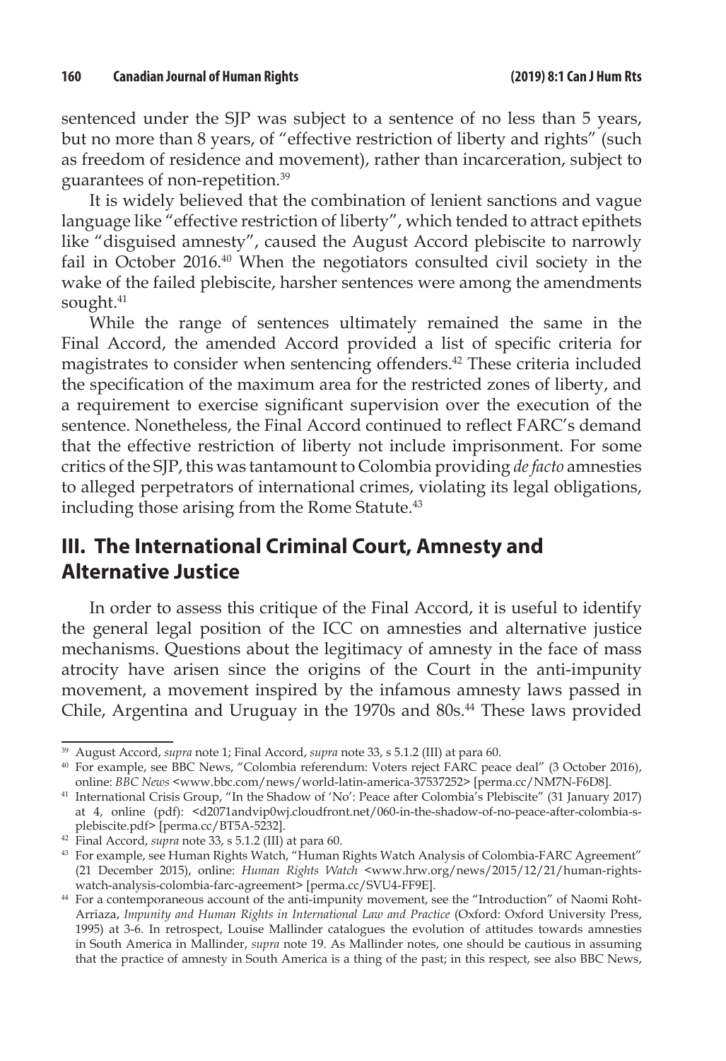sentenced under the SJP was subject to a sentence of no less than 5 years, but no more than 8 years, of "effective restriction of liberty and rights" (such as freedom of residence and movement), rather than incarceration, subject to guarantees of non-repetition.[39]

It is widely believed that the combination of lenient sanctions and vague language like "effective restriction of liberty", which tended to attract epithets like "disguised amnesty", caused the August Accord plebiscite to narrowly fail in October 2016.[40] When the negotiators consulted civil society in the wake of the failed plebiscite, harsher sentences were among the amendments sought.[41]

While the range of sentences ultimately remained the same in the Final Accord, the amended Accord provided a list of specific criteria for magistrates to consider when sentencing offenders.[42] These criteria included the specification of the maximum area for the restricted zones of liberty, and a requirement to exercise significant supervision over the execution of the sentence. Nonetheless, the Final Accord continued to reflect FARC's demand that the effective restriction of liberty not include imprisonment. For some critics of the SJP, this was tantamount to Colombia providing *de facto* amnesties to alleged perpetrators of international crimes, violating its legal obligations, including those arising from the Rome Statute.[43]

## III. The International Criminal Court, Amnesty and Alternative Justice

In order to assess this critique of the Final Accord, it is useful to identify the general legal position of the ICC on amnesties and alternative justice mechanisms. Questions about the legitimacy of amnesty in the face of mass atrocity have arisen since the origins of the Court in the anti-impunity movement, a movement inspired by the infamous amnesty laws passed in Chile, Argentina and Uruguay in the 1970s and 80s.[44] These laws provided

---

[39] August Accord, *supra* note 1; Final Accord, *supra* note 33, s 5.1.2 (III) at para 60.

[40] For example, see BBC News, "Colombia referendum: Voters reject FARC peace deal" (3 October 2016), online: *BBC News* <www.bbc.com/news/world-latin-america-37537252> [perma.cc/NM7N-F6D8].

[41] International Crisis Group, "In the Shadow of 'No': Peace after Colombia's Plebiscite" (31 January 2017) at 4, online (pdf): <d2071andvip0wj.cloudfront.net/060-in-the-shadow-of-no-peace-after-colombia-s-plebiscite.pdf> [perma.cc/BT5A-5232].

[42] Final Accord, *supra* note 33, s 5.1.2 (III) at para 60.

[43] For example, see Human Rights Watch, "Human Rights Watch Analysis of Colombia-FARC Agreement" (21 December 2015), online: *Human Rights Watch* <www.hrw.org/news/2015/12/21/human-rights-watch-analysis-colombia-farc-agreement> [perma.cc/SVU4-FF9E].

[44] For a contemporaneous account of the anti-impunity movement, see the "Introduction" of Naomi Roht-Arriaza, *Impunity and Human Rights in International Law and Practice* (Oxford: Oxford University Press, 1995) at 3-6. In retrospect, Louise Mallinder catalogues the evolution of attitudes towards amnesties in South America in Mallinder, *supra* note 19. As Mallinder notes, one should be cautious in assuming that the practice of amnesty in South America is a thing of the past; in this respect, see also BBC News,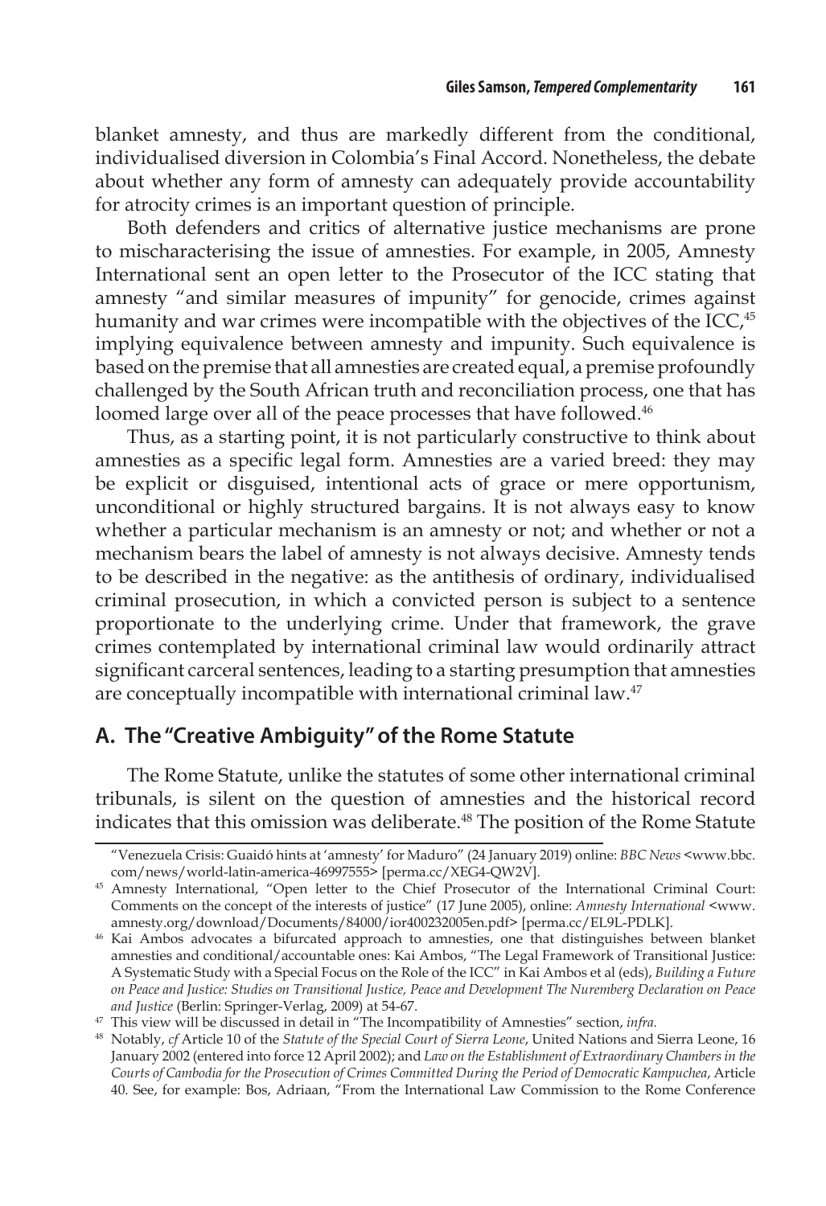blanket amnesty, and thus are markedly different from the conditional, individualised diversion in Colombia's Final Accord. Nonetheless, the debate about whether any form of amnesty can adequately provide accountability for atrocity crimes is an important question of principle.

Both defenders and critics of alternative justice mechanisms are prone to mischaracterising the issue of amnesties. For example, in 2005, Amnesty International sent an open letter to the Prosecutor of the ICC stating that amnesty "and similar measures of impunity" for genocide, crimes against humanity and war crimes were incompatible with the objectives of the ICC,[45] implying equivalence between amnesty and impunity. Such equivalence is based on the premise that all amnesties are created equal, a premise profoundly challenged by the South African truth and reconciliation process, one that has loomed large over all of the peace processes that have followed.[46]

Thus, as a starting point, it is not particularly constructive to think about amnesties as a specific legal form. Amnesties are a varied breed: they may be explicit or disguised, intentional acts of grace or mere opportunism, unconditional or highly structured bargains. It is not always easy to know whether a particular mechanism is an amnesty or not; and whether or not a mechanism bears the label of amnesty is not always decisive. Amnesty tends to be described in the negative: as the antithesis of ordinary, individualised criminal prosecution, in which a convicted person is subject to a sentence proportionate to the underlying crime. Under that framework, the grave crimes contemplated by international criminal law would ordinarily attract significant carceral sentences, leading to a starting presumption that amnesties are conceptually incompatible with international criminal law.[47]

## A. The "Creative Ambiguity" of the Rome Statute

The Rome Statute, unlike the statutes of some other international criminal tribunals, is silent on the question of amnesties and the historical record indicates that this omission was deliberate.[48] The position of the Rome Statute

---

"Venezuela Crisis: Guaidó hints at 'amnesty' for Maduro" (24 January 2019) online: *BBC News* <www.bbc.com/news/world-latin-america-46997555> [perma.cc/XEG4-QW2V].

[45] Amnesty International, "Open letter to the Chief Prosecutor of the International Criminal Court: Comments on the concept of the interests of justice" (17 June 2005), online: *Amnesty International* <www.amnesty.org/download/Documents/84000/ior400232005en.pdf> [perma.cc/EL9L-PDLK].

[46] Kai Ambos advocates a bifurcated approach to amnesties, one that distinguishes between blanket amnesties and conditional/accountable ones: Kai Ambos, "The Legal Framework of Transitional Justice: A Systematic Study with a Special Focus on the Role of the ICC" in Kai Ambos et al (eds), *Building a Future on Peace and Justice: Studies on Transitional Justice, Peace and Development The Nuremberg Declaration on Peace and Justice* (Berlin: Springer-Verlag, 2009) at 54-67.

[47] This view will be discussed in detail in "The Incompatibility of Amnesties" section, *infra.*

[48] Notably, *cf* Article 10 of the *Statute of the Special Court of Sierra Leone*, United Nations and Sierra Leone, 16 January 2002 (entered into force 12 April 2002); and *Law on the Establishment of Extraordinary Chambers in the Courts of Cambodia for the Prosecution of Crimes Committed During the Period of Democratic Kampuchea*, Article 40. See, for example: Bos, Adriaan, "From the International Law Commission to the Rome Conference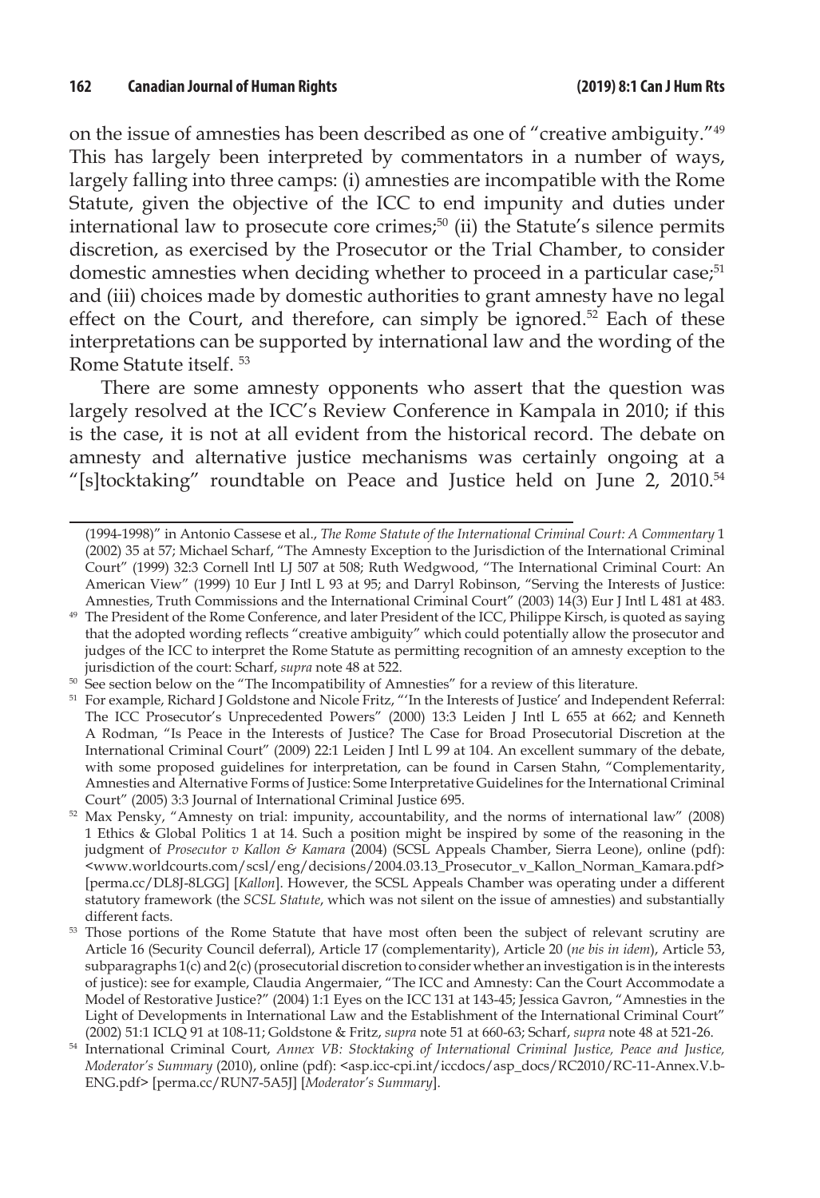on the issue of amnesties has been described as one of "creative ambiguity."[49] This has largely been interpreted by commentators in a number of ways, largely falling into three camps: (i) amnesties are incompatible with the Rome Statute, given the objective of the ICC to end impunity and duties under international law to prosecute core crimes;[50] (ii) the Statute's silence permits discretion, as exercised by the Prosecutor or the Trial Chamber, to consider domestic amnesties when deciding whether to proceed in a particular case;[51] and (iii) choices made by domestic authorities to grant amnesty have no legal effect on the Court, and therefore, can simply be ignored.[52] Each of these interpretations can be supported by international law and the wording of the Rome Statute itself. [53]

There are some amnesty opponents who assert that the question was largely resolved at the ICC's Review Conference in Kampala in 2010; if this is the case, it is not at all evident from the historical record. The debate on amnesty and alternative justice mechanisms was certainly ongoing at a "[s]tocktaking" roundtable on Peace and Justice held on June 2, 2010.[54]

---

(1994-1998)" in Antonio Cassese et al., *The Rome Statute of the International Criminal Court: A Commentary* 1 (2002) 35 at 57; Michael Scharf, "The Amnesty Exception to the Jurisdiction of the International Criminal Court" (1999) 32:3 Cornell Intl LJ 507 at 508; Ruth Wedgwood, "The International Criminal Court: An American View" (1999) 10 Eur J Intl L 93 at 95; and Darryl Robinson, "Serving the Interests of Justice: Amnesties, Truth Commissions and the International Criminal Court" (2003) 14(3) Eur J Intl L 481 at 483.

[49] The President of the Rome Conference, and later President of the ICC, Philippe Kirsch, is quoted as saying that the adopted wording reflects "creative ambiguity" which could potentially allow the prosecutor and judges of the ICC to interpret the Rome Statute as permitting recognition of an amnesty exception to the jurisdiction of the court: Scharf, *supra* note 48 at 522.

[50] See section below on the "The Incompatibility of Amnesties" for a review of this literature.

[51] For example, Richard J Goldstone and Nicole Fritz, "'In the Interests of Justice' and Independent Referral: The ICC Prosecutor's Unprecedented Powers" (2000) 13:3 Leiden J Intl L 655 at 662; and Kenneth A Rodman, "Is Peace in the Interests of Justice? The Case for Broad Prosecutorial Discretion at the International Criminal Court" (2009) 22:1 Leiden J Intl L 99 at 104. An excellent summary of the debate, with some proposed guidelines for interpretation, can be found in Carsen Stahn, "Complementarity, Amnesties and Alternative Forms of Justice: Some Interpretative Guidelines for the International Criminal Court" (2005) 3:3 Journal of International Criminal Justice 695.

[52] Max Pensky, "Amnesty on trial: impunity, accountability, and the norms of international law" (2008) 1 Ethics & Global Politics 1 at 14. Such a position might be inspired by some of the reasoning in the judgment of *Prosecutor v Kallon & Kamara* (2004) (SCSL Appeals Chamber, Sierra Leone), online (pdf): <www.worldcourts.com/scsl/eng/decisions/2004.03.13_Prosecutor_v_Kallon_Norman_Kamara.pdf> [perma.cc/DL8J-8LGG] [*Kallon*]. However, the SCSL Appeals Chamber was operating under a different statutory framework (the *SCSL Statute*, which was not silent on the issue of amnesties) and substantially different facts.

[53] Those portions of the Rome Statute that have most often been the subject of relevant scrutiny are Article 16 (Security Council deferral), Article 17 (complementarity), Article 20 (*ne bis in idem*), Article 53, subparagraphs 1(c) and 2(c) (prosecutorial discretion to consider whether an investigation is in the interests of justice): see for example, Claudia Angermaier, "The ICC and Amnesty: Can the Court Accommodate a Model of Restorative Justice?" (2004) 1:1 Eyes on the ICC 131 at 143-45; Jessica Gavron, "Amnesties in the Light of Developments in International Law and the Establishment of the International Criminal Court" (2002) 51:1 ICLQ 91 at 108-11; Goldstone & Fritz, *supra* note 51 at 660-63; Scharf, *supra* note 48 at 521-26.

[54] International Criminal Court, *Annex VB: Stocktaking of International Criminal Justice, Peace and Justice, Moderator's Summary* (2010), online (pdf): <asp.icc-cpi.int/iccdocs/asp_docs/RC2010/RC-11-Annex.V.b-ENG.pdf> [perma.cc/RUN7-5A5J] [*Moderator's Summary*].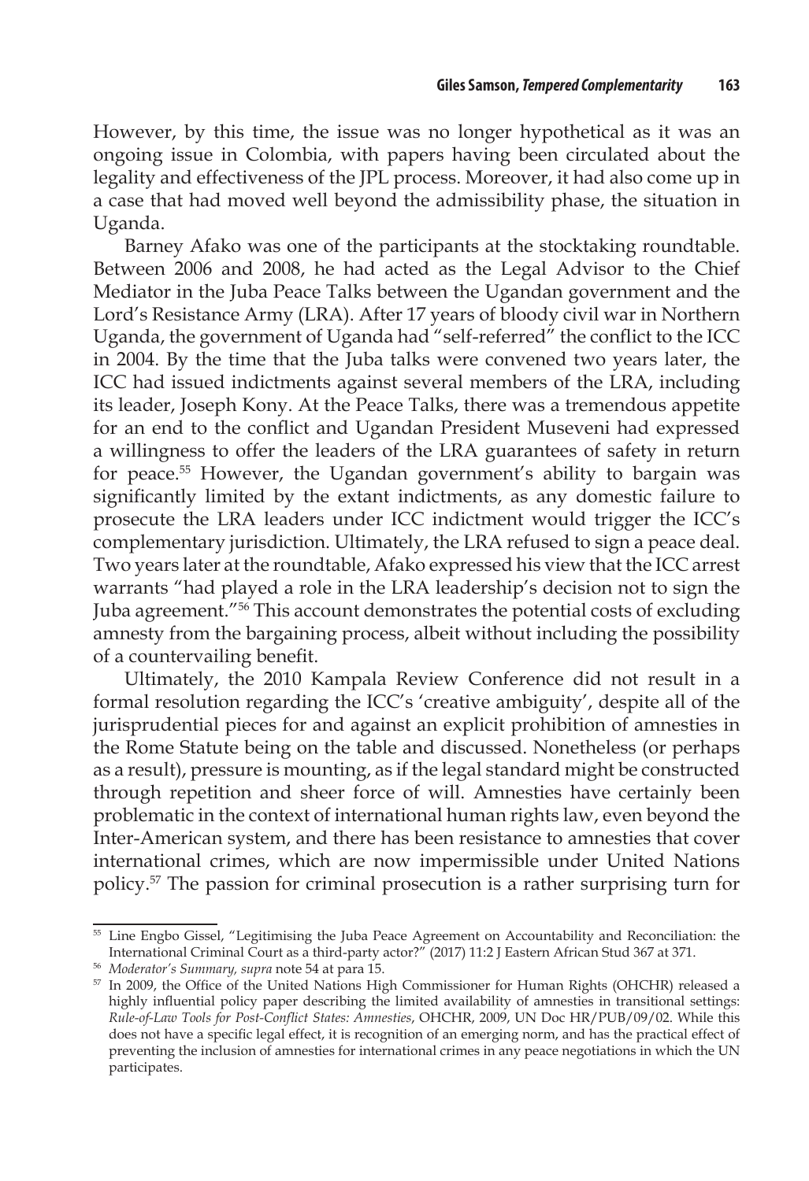However, by this time, the issue was no longer hypothetical as it was an ongoing issue in Colombia, with papers having been circulated about the legality and effectiveness of the JPL process. Moreover, it had also come up in a case that had moved well beyond the admissibility phase, the situation in Uganda.

Barney Afako was one of the participants at the stocktaking roundtable. Between 2006 and 2008, he had acted as the Legal Advisor to the Chief Mediator in the Juba Peace Talks between the Ugandan government and the Lord's Resistance Army (LRA). After 17 years of bloody civil war in Northern Uganda, the government of Uganda had "self-referred" the conflict to the ICC in 2004. By the time that the Juba talks were convened two years later, the ICC had issued indictments against several members of the LRA, including its leader, Joseph Kony. At the Peace Talks, there was a tremendous appetite for an end to the conflict and Ugandan President Museveni had expressed a willingness to offer the leaders of the LRA guarantees of safety in return for peace.[55] However, the Ugandan government's ability to bargain was significantly limited by the extant indictments, as any domestic failure to prosecute the LRA leaders under ICC indictment would trigger the ICC's complementary jurisdiction. Ultimately, the LRA refused to sign a peace deal. Two years later at the roundtable, Afako expressed his view that the ICC arrest warrants "had played a role in the LRA leadership's decision not to sign the Juba agreement."[56] This account demonstrates the potential costs of excluding amnesty from the bargaining process, albeit without including the possibility of a countervailing benefit.

Ultimately, the 2010 Kampala Review Conference did not result in a formal resolution regarding the ICC's 'creative ambiguity', despite all of the jurisprudential pieces for and against an explicit prohibition of amnesties in the Rome Statute being on the table and discussed. Nonetheless (or perhaps as a result), pressure is mounting, as if the legal standard might be constructed through repetition and sheer force of will. Amnesties have certainly been problematic in the context of international human rights law, even beyond the Inter-American system, and there has been resistance to amnesties that cover international crimes, which are now impermissible under United Nations policy.[57] The passion for criminal prosecution is a rather surprising turn for

---

[55] Line Engbo Gissel, "Legitimising the Juba Peace Agreement on Accountability and Reconciliation: the International Criminal Court as a third-party actor?" (2017) 11:2 J Eastern African Stud 367 at 371.

[56] *Moderator's Summary, supra* note 54 at para 15.

[57] In 2009, the Office of the United Nations High Commissioner for Human Rights (OHCHR) released a highly influential policy paper describing the limited availability of amnesties in transitional settings: *Rule-of-Law Tools for Post-Conflict States: Amnesties*, OHCHR, 2009, UN Doc HR/PUB/09/02. While this does not have a specific legal effect, it is recognition of an emerging norm, and has the practical effect of preventing the inclusion of amnesties for international crimes in any peace negotiations in which the UN participates.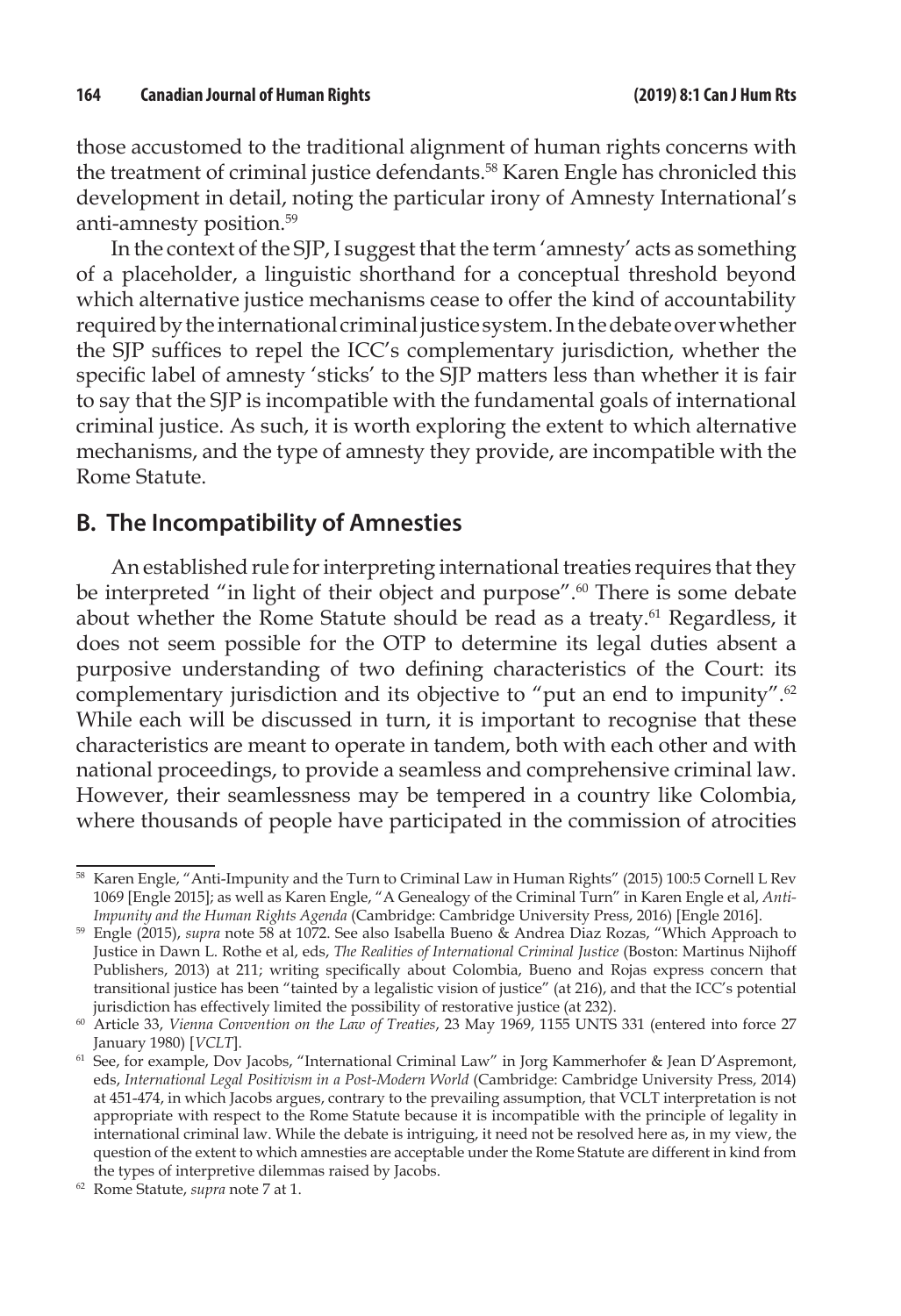those accustomed to the traditional alignment of human rights concerns with the treatment of criminal justice defendants.[58] Karen Engle has chronicled this development in detail, noting the particular irony of Amnesty International's anti-amnesty position.[59]

In the context of the SJP, I suggest that the term 'amnesty' acts as something of a placeholder, a linguistic shorthand for a conceptual threshold beyond which alternative justice mechanisms cease to offer the kind of accountability required by the international criminal justice system. In the debate over whether the SJP suffices to repel the ICC's complementary jurisdiction, whether the specific label of amnesty 'sticks' to the SJP matters less than whether it is fair to say that the SJP is incompatible with the fundamental goals of international criminal justice. As such, it is worth exploring the extent to which alternative mechanisms, and the type of amnesty they provide, are incompatible with the Rome Statute.

## B. The Incompatibility of Amnesties

An established rule for interpreting international treaties requires that they be interpreted "in light of their object and purpose".[60] There is some debate about whether the Rome Statute should be read as a treaty.[61] Regardless, it does not seem possible for the OTP to determine its legal duties absent a purposive understanding of two defining characteristics of the Court: its complementary jurisdiction and its objective to "put an end to impunity".[62] While each will be discussed in turn, it is important to recognise that these characteristics are meant to operate in tandem, both with each other and with national proceedings, to provide a seamless and comprehensive criminal law. However, their seamlessness may be tempered in a country like Colombia, where thousands of people have participated in the commission of atrocities

---

[58] Karen Engle, "Anti-Impunity and the Turn to Criminal Law in Human Rights" (2015) 100:5 Cornell L Rev 1069 [Engle 2015]; as well as Karen Engle, "A Genealogy of the Criminal Turn" in Karen Engle et al, *Anti-Impunity and the Human Rights Agenda* (Cambridge: Cambridge University Press, 2016) [Engle 2016].

[59] Engle (2015), *supra* note 58 at 1072. See also Isabella Bueno & Andrea Diaz Rozas, "Which Approach to Justice in Dawn L. Rothe et al, eds, *The Realities of International Criminal Justice* (Boston: Martinus Nijhoff Publishers, 2013) at 211; writing specifically about Colombia, Bueno and Rojas express concern that transitional justice has been "tainted by a legalistic vision of justice" (at 216), and that the ICC's potential jurisdiction has effectively limited the possibility of restorative justice (at 232).

[60] Article 33, *Vienna Convention on the Law of Treaties*, 23 May 1969, 1155 UNTS 331 (entered into force 27 January 1980) [*VCLT*].

[61] See, for example, Dov Jacobs, "International Criminal Law" in Jorg Kammerhofer & Jean D'Aspremont, eds, *International Legal Positivism in a Post-Modern World* (Cambridge: Cambridge University Press, 2014) at 451-474, in which Jacobs argues, contrary to the prevailing assumption, that VCLT interpretation is not appropriate with respect to the Rome Statute because it is incompatible with the principle of legality in international criminal law. While the debate is intriguing, it need not be resolved here as, in my view, the question of the extent to which amnesties are acceptable under the Rome Statute are different in kind from the types of interpretive dilemmas raised by Jacobs.

[62] Rome Statute, *supra* note 7 at 1.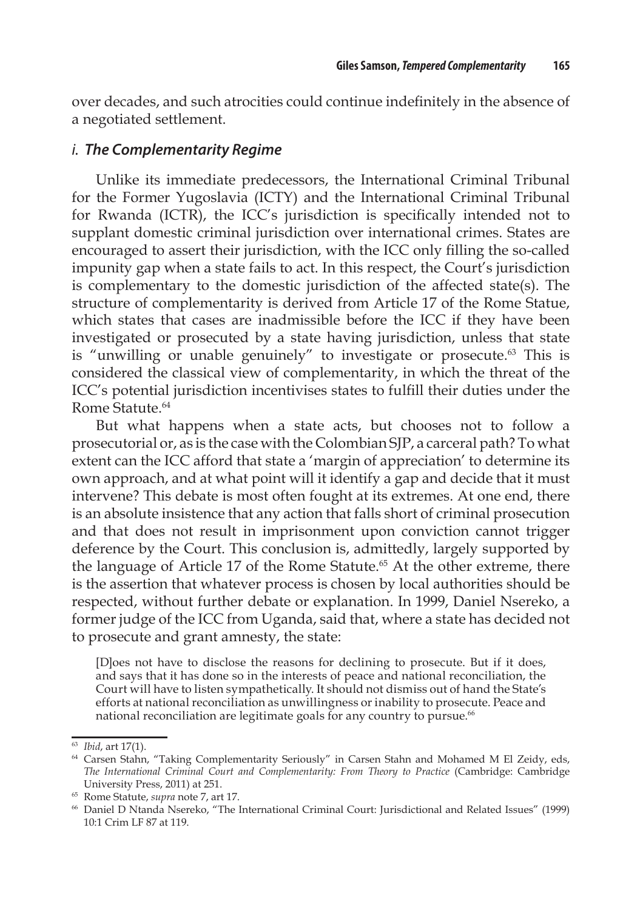over decades, and such atrocities could continue indefinitely in the absence of a negotiated settlement.

### *i. The Complementarity Regime*

Unlike its immediate predecessors, the International Criminal Tribunal for the Former Yugoslavia (ICTY) and the International Criminal Tribunal for Rwanda (ICTR), the ICC's jurisdiction is specifically intended not to supplant domestic criminal jurisdiction over international crimes. States are encouraged to assert their jurisdiction, with the ICC only filling the so-called impunity gap when a state fails to act. In this respect, the Court's jurisdiction is complementary to the domestic jurisdiction of the affected state(s). The structure of complementarity is derived from Article 17 of the Rome Statue, which states that cases are inadmissible before the ICC if they have been investigated or prosecuted by a state having jurisdiction, unless that state is "unwilling or unable genuinely" to investigate or prosecute.[63] This is considered the classical view of complementarity, in which the threat of the ICC's potential jurisdiction incentivises states to fulfill their duties under the Rome Statute.[64]

But what happens when a state acts, but chooses not to follow a prosecutorial or, as is the case with the Colombian SJP, a carceral path? To what extent can the ICC afford that state a 'margin of appreciation' to determine its own approach, and at what point will it identify a gap and decide that it must intervene? This debate is most often fought at its extremes. At one end, there is an absolute insistence that any action that falls short of criminal prosecution and that does not result in imprisonment upon conviction cannot trigger deference by the Court. This conclusion is, admittedly, largely supported by the language of Article 17 of the Rome Statute.[65] At the other extreme, there is the assertion that whatever process is chosen by local authorities should be respected, without further debate or explanation. In 1999, Daniel Nsereko, a former judge of the ICC from Uganda, said that, where a state has decided not to prosecute and grant amnesty, the state:

> [D]oes not have to disclose the reasons for declining to prosecute. But if it does, and says that it has done so in the interests of peace and national reconciliation, the Court will have to listen sympathetically. It should not dismiss out of hand the State's efforts at national reconciliation as unwillingness or inability to prosecute. Peace and national reconciliation are legitimate goals for any country to pursue.[66]

---

[63] *Ibid*, art 17(1).

[64] Carsen Stahn, "Taking Complementarity Seriously" in Carsen Stahn and Mohamed M El Zeidy, eds, *The International Criminal Court and Complementarity: From Theory to Practice* (Cambridge: Cambridge University Press, 2011) at 251.

[65] Rome Statute, *supra* note 7, art 17.

[66] Daniel D Ntanda Nsereko, "The International Criminal Court: Jurisdictional and Related Issues" (1999) 10:1 Crim LF 87 at 119.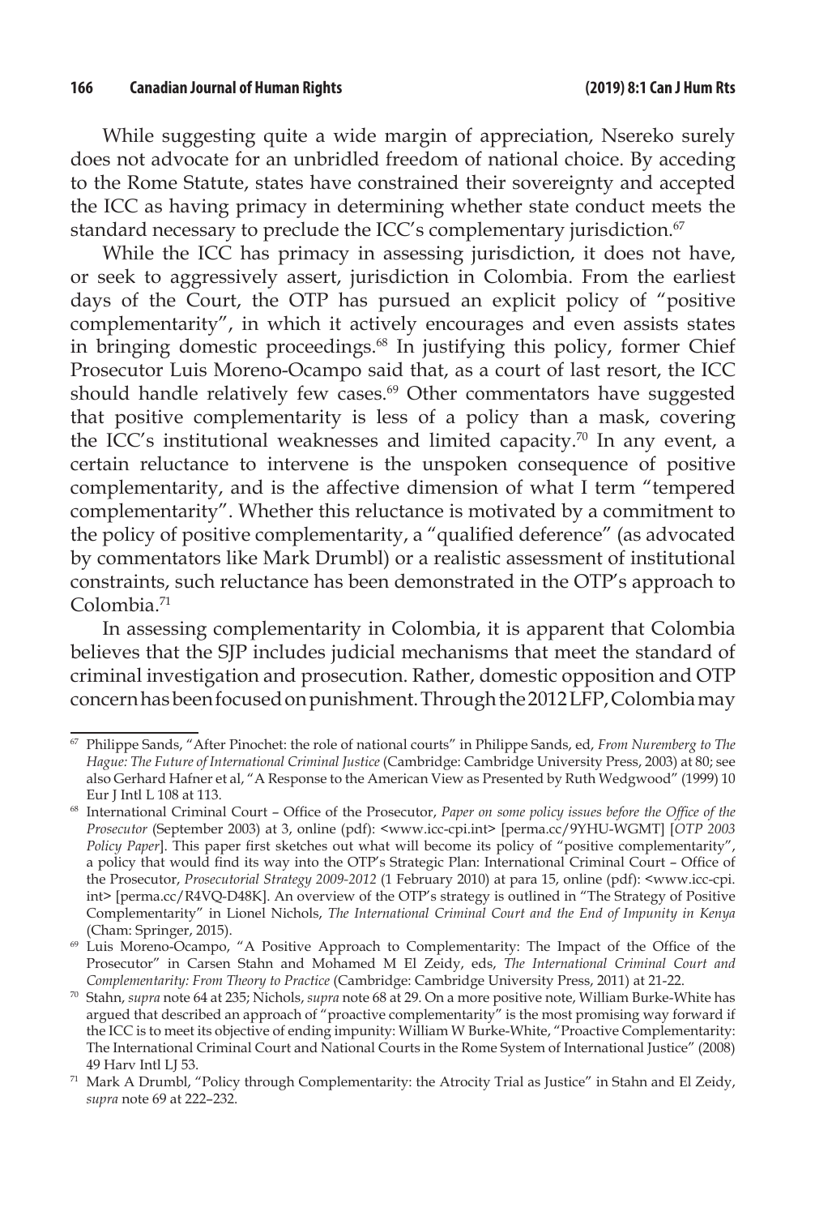While suggesting quite a wide margin of appreciation, Nsereko surely does not advocate for an unbridled freedom of national choice. By acceding to the Rome Statute, states have constrained their sovereignty and accepted the ICC as having primacy in determining whether state conduct meets the standard necessary to preclude the ICC's complementary jurisdiction.[67]

While the ICC has primacy in assessing jurisdiction, it does not have, or seek to aggressively assert, jurisdiction in Colombia. From the earliest days of the Court, the OTP has pursued an explicit policy of "positive complementarity", in which it actively encourages and even assists states in bringing domestic proceedings.[68] In justifying this policy, former Chief Prosecutor Luis Moreno-Ocampo said that, as a court of last resort, the ICC should handle relatively few cases.[69] Other commentators have suggested that positive complementarity is less of a policy than a mask, covering the ICC's institutional weaknesses and limited capacity.[70] In any event, a certain reluctance to intervene is the unspoken consequence of positive complementarity, and is the affective dimension of what I term "tempered complementarity". Whether this reluctance is motivated by a commitment to the policy of positive complementarity, a "qualified deference" (as advocated by commentators like Mark Drumbl) or a realistic assessment of institutional constraints, such reluctance has been demonstrated in the OTP's approach to Colombia.[71]

In assessing complementarity in Colombia, it is apparent that Colombia believes that the SJP includes judicial mechanisms that meet the standard of criminal investigation and prosecution. Rather, domestic opposition and OTP concern has been focused on punishment. Through the 2012 LFP, Colombia may

---

[67] Philippe Sands, "After Pinochet: the role of national courts" in Philippe Sands, ed, *From Nuremberg to The Hague: The Future of International Criminal Justice* (Cambridge: Cambridge University Press, 2003) at 80; see also Gerhard Hafner et al, "A Response to the American View as Presented by Ruth Wedgwood" (1999) 10 Eur J Intl L 108 at 113.

[68] International Criminal Court – Office of the Prosecutor, *Paper on some policy issues before the Office of the Prosecutor* (September 2003) at 3, online (pdf): <www.icc-cpi.int> [perma.cc/9YHU-WGMT] [*OTP 2003 Policy Paper*]. This paper first sketches out what will become its policy of "positive complementarity", a policy that would find its way into the OTP's Strategic Plan: International Criminal Court – Office of the Prosecutor, *Prosecutorial Strategy 2009-2012* (1 February 2010) at para 15, online (pdf): <www.icc-cpi.int> [perma.cc/R4VQ-D48K]. An overview of the OTP's strategy is outlined in "The Strategy of Positive Complementarity" in Lionel Nichols, *The International Criminal Court and the End of Impunity in Kenya* (Cham: Springer, 2015).

[69] Luis Moreno-Ocampo, "A Positive Approach to Complementarity: The Impact of the Office of the Prosecutor" in Carsen Stahn and Mohamed M El Zeidy, eds, *The International Criminal Court and Complementarity: From Theory to Practice* (Cambridge: Cambridge University Press, 2011) at 21-22.

[70] Stahn, *supra* note 64 at 235; Nichols, *supra* note 68 at 29. On a more positive note, William Burke-White has argued that described an approach of "proactive complementarity" is the most promising way forward if the ICC is to meet its objective of ending impunity: William W Burke-White, "Proactive Complementarity: The International Criminal Court and National Courts in the Rome System of International Justice" (2008) 49 Harv Intl LJ 53.

[71] Mark A Drumbl, "Policy through Complementarity: the Atrocity Trial as Justice" in Stahn and El Zeidy, *supra* note 69 at 222–232.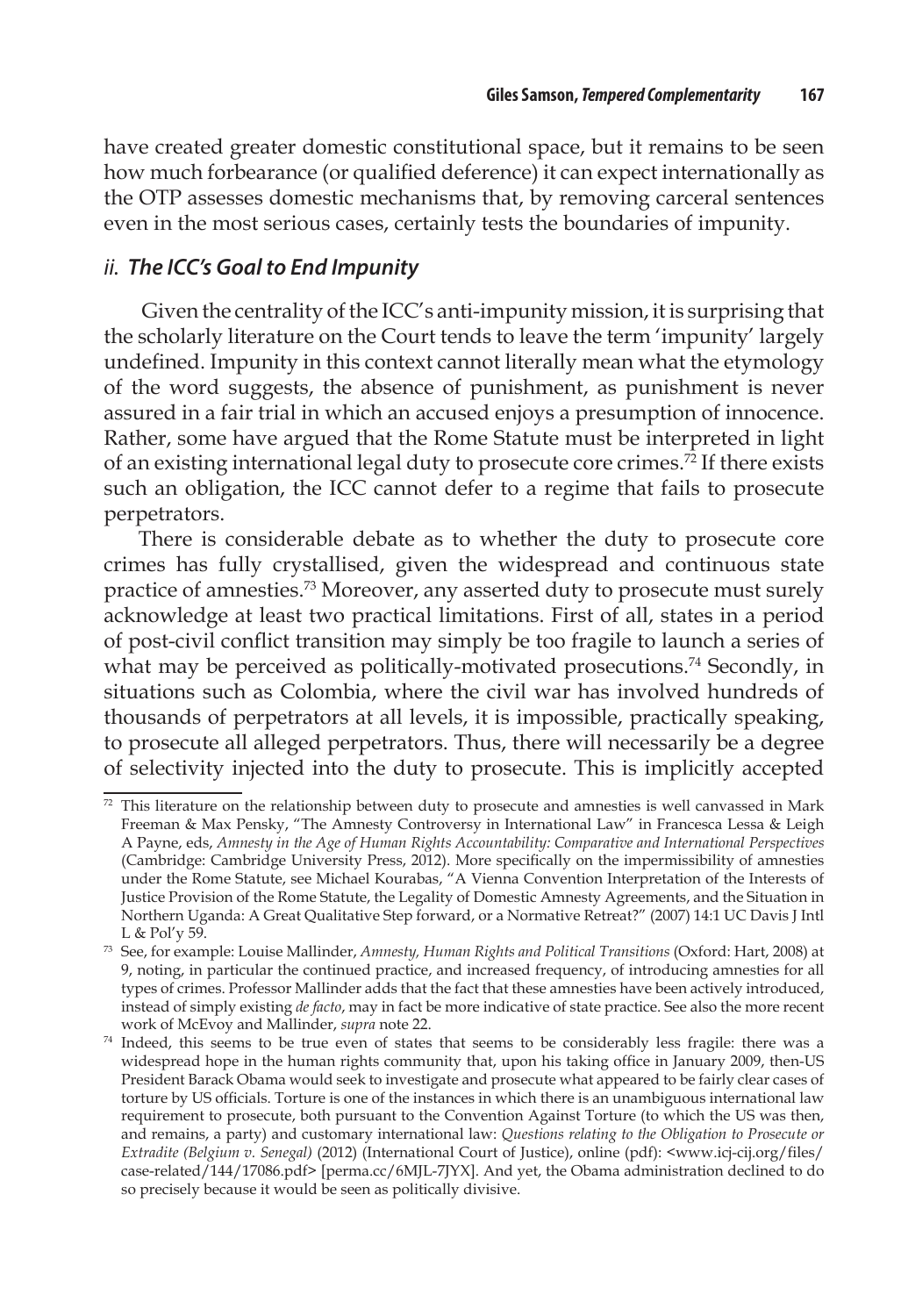have created greater domestic constitutional space, but it remains to be seen how much forbearance (or qualified deference) it can expect internationally as the OTP assesses domestic mechanisms that, by removing carceral sentences even in the most serious cases, certainly tests the boundaries of impunity.

### *ii. The ICC's Goal to End Impunity*

Given the centrality of the ICC's anti-impunity mission, it is surprising that the scholarly literature on the Court tends to leave the term 'impunity' largely undefined. Impunity in this context cannot literally mean what the etymology of the word suggests, the absence of punishment, as punishment is never assured in a fair trial in which an accused enjoys a presumption of innocence. Rather, some have argued that the Rome Statute must be interpreted in light of an existing international legal duty to prosecute core crimes.[72] If there exists such an obligation, the ICC cannot defer to a regime that fails to prosecute perpetrators.

There is considerable debate as to whether the duty to prosecute core crimes has fully crystallised, given the widespread and continuous state practice of amnesties.[73] Moreover, any asserted duty to prosecute must surely acknowledge at least two practical limitations. First of all, states in a period of post-civil conflict transition may simply be too fragile to launch a series of what may be perceived as politically-motivated prosecutions.[74] Secondly, in situations such as Colombia, where the civil war has involved hundreds of thousands of perpetrators at all levels, it is impossible, practically speaking, to prosecute all alleged perpetrators. Thus, there will necessarily be a degree of selectivity injected into the duty to prosecute. This is implicitly accepted

---

[72] This literature on the relationship between duty to prosecute and amnesties is well canvassed in Mark Freeman & Max Pensky, "The Amnesty Controversy in International Law" in Francesca Lessa & Leigh A Payne, eds, *Amnesty in the Age of Human Rights Accountability: Comparative and International Perspectives* (Cambridge: Cambridge University Press, 2012). More specifically on the impermissibility of amnesties under the Rome Statute, see Michael Kourabas, "A Vienna Convention Interpretation of the Interests of Justice Provision of the Rome Statute, the Legality of Domestic Amnesty Agreements, and the Situation in Northern Uganda: A Great Qualitative Step forward, or a Normative Retreat?" (2007) 14:1 UC Davis J Intl L & Pol'y 59.

[73] See, for example: Louise Mallinder, *Amnesty, Human Rights and Political Transitions* (Oxford: Hart, 2008) at 9, noting, in particular the continued practice, and increased frequency, of introducing amnesties for all types of crimes. Professor Mallinder adds that the fact that these amnesties have been actively introduced, instead of simply existing *de facto*, may in fact be more indicative of state practice. See also the more recent work of McEvoy and Mallinder, *supra* note 22.

[74] Indeed, this seems to be true even of states that seems to be considerably less fragile: there was a widespread hope in the human rights community that, upon his taking office in January 2009, then-US President Barack Obama would seek to investigate and prosecute what appeared to be fairly clear cases of torture by US officials. Torture is one of the instances in which there is an unambiguous international law requirement to prosecute, both pursuant to the Convention Against Torture (to which the US was then, and remains, a party) and customary international law: *Questions relating to the Obligation to Prosecute or Extradite (Belgium v. Senegal)* (2012) (International Court of Justice), online (pdf): <www.icj-cij.org/files/case-related/144/17086.pdf> [perma.cc/6MJL-7JYX]. And yet, the Obama administration declined to do so precisely because it would be seen as politically divisive.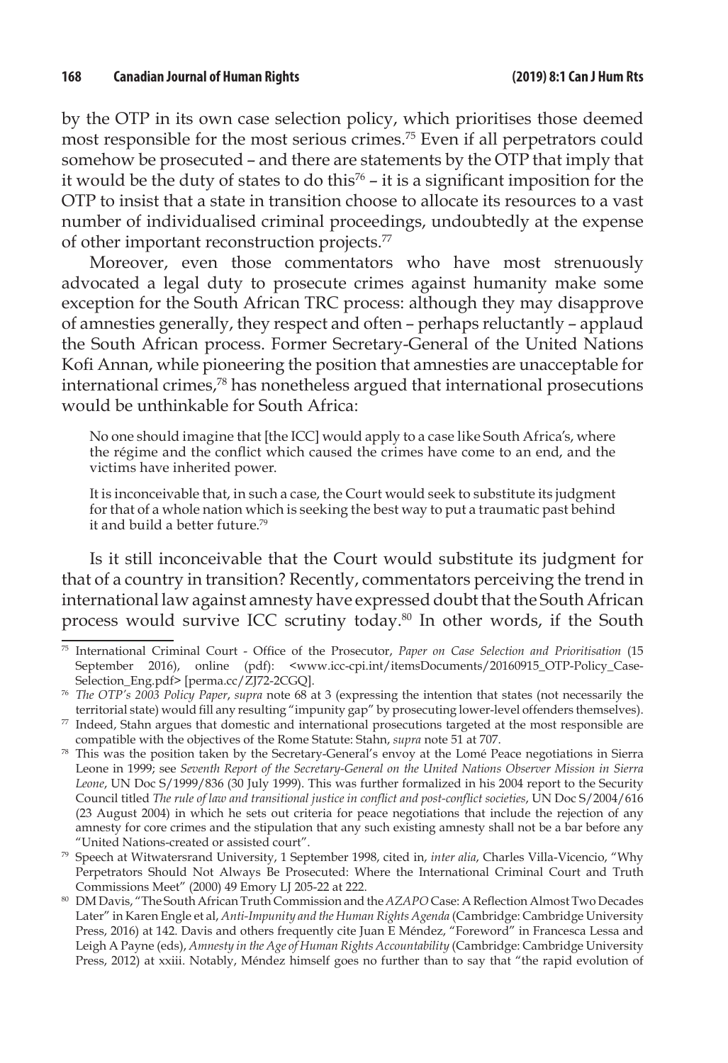by the OTP in its own case selection policy, which prioritises those deemed most responsible for the most serious crimes.[75] Even if all perpetrators could somehow be prosecuted – and there are statements by the OTP that imply that it would be the duty of states to do this[76] – it is a significant imposition for the OTP to insist that a state in transition choose to allocate its resources to a vast number of individualised criminal proceedings, undoubtedly at the expense of other important reconstruction projects.[77]

Moreover, even those commentators who have most strenuously advocated a legal duty to prosecute crimes against humanity make some exception for the South African TRC process: although they may disapprove of amnesties generally, they respect and often – perhaps reluctantly – applaud the South African process. Former Secretary-General of the United Nations Kofi Annan, while pioneering the position that amnesties are unacceptable for international crimes,[78] has nonetheless argued that international prosecutions would be unthinkable for South Africa:

> No one should imagine that [the ICC] would apply to a case like South Africa's, where the régime and the conflict which caused the crimes have come to an end, and the victims have inherited power.
>
> It is inconceivable that, in such a case, the Court would seek to substitute its judgment for that of a whole nation which is seeking the best way to put a traumatic past behind it and build a better future.[79]

Is it still inconceivable that the Court would substitute its judgment for that of a country in transition? Recently, commentators perceiving the trend in international law against amnesty have expressed doubt that the South African process would survive ICC scrutiny today.[80] In other words, if the South

---

[75] International Criminal Court - Office of the Prosecutor, *Paper on Case Selection and Prioritisation* (15 September 2016), online (pdf): <www.icc-cpi.int/itemsDocuments/20160915_OTP-Policy_Case-Selection_Eng.pdf> [perma.cc/ZJ72-2CGQ].

[76] *The OTP's 2003 Policy Paper*, *supra* note 68 at 3 (expressing the intention that states (not necessarily the territorial state) would fill any resulting "impunity gap" by prosecuting lower-level offenders themselves).

[77] Indeed, Stahn argues that domestic and international prosecutions targeted at the most responsible are compatible with the objectives of the Rome Statute: Stahn, *supra* note 51 at 707.

[78] This was the position taken by the Secretary-General's envoy at the Lomé Peace negotiations in Sierra Leone in 1999; see *Seventh Report of the Secretary-General on the United Nations Observer Mission in Sierra Leone*, UN Doc S/1999/836 (30 July 1999). This was further formalized in his 2004 report to the Security Council titled *The rule of law and transitional justice in conflict and post-conflict societies*, UN Doc S/2004/616 (23 August 2004) in which he sets out criteria for peace negotiations that include the rejection of any amnesty for core crimes and the stipulation that any such existing amnesty shall not be a bar before any "United Nations-created or assisted court".

[79] Speech at Witwatersrand University, 1 September 1998, cited in, *inter alia*, Charles Villa-Vicencio, "Why Perpetrators Should Not Always Be Prosecuted: Where the International Criminal Court and Truth Commissions Meet" (2000) 49 Emory LJ 205-22 at 222.

[80] DM Davis, "The South African Truth Commission and the *AZAPO* Case: A Reflection Almost Two Decades Later" in Karen Engle et al, *Anti-Impunity and the Human Rights Agenda* (Cambridge: Cambridge University Press, 2016) at 142. Davis and others frequently cite Juan E Méndez, "Foreword" in Francesca Lessa and Leigh A Payne (eds), *Amnesty in the Age of Human Rights Accountability* (Cambridge: Cambridge University Press, 2012) at xxiii. Notably, Méndez himself goes no further than to say that "the rapid evolution of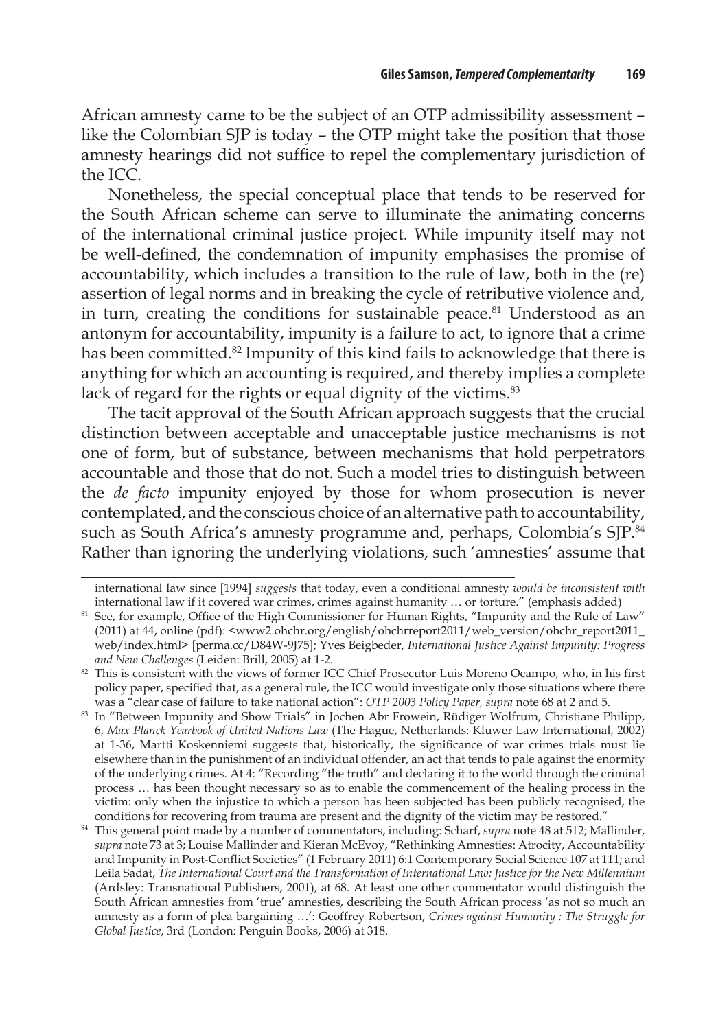African amnesty came to be the subject of an OTP admissibility assessment – like the Colombian SJP is today – the OTP might take the position that those amnesty hearings did not suffice to repel the complementary jurisdiction of the ICC.

Nonetheless, the special conceptual place that tends to be reserved for the South African scheme can serve to illuminate the animating concerns of the international criminal justice project. While impunity itself may not be well-defined, the condemnation of impunity emphasises the promise of accountability, which includes a transition to the rule of law, both in the (re) assertion of legal norms and in breaking the cycle of retributive violence and, in turn, creating the conditions for sustainable peace.[81] Understood as an antonym for accountability, impunity is a failure to act, to ignore that a crime has been committed.[82] Impunity of this kind fails to acknowledge that there is anything for which an accounting is required, and thereby implies a complete lack of regard for the rights or equal dignity of the victims.[83]

The tacit approval of the South African approach suggests that the crucial distinction between acceptable and unacceptable justice mechanisms is not one of form, but of substance, between mechanisms that hold perpetrators accountable and those that do not. Such a model tries to distinguish between the *de facto* impunity enjoyed by those for whom prosecution is never contemplated, and the conscious choice of an alternative path to accountability, such as South Africa's amnesty programme and, perhaps, Colombia's SJP.[84] Rather than ignoring the underlying violations, such 'amnesties' assume that

---

international law since [1994] *suggests* that today, even a conditional amnesty *would be inconsistent with* international law if it covered war crimes, crimes against humanity … or torture." (emphasis added)

[81] See, for example, Office of the High Commissioner for Human Rights, "Impunity and the Rule of Law" (2011) at 44, online (pdf): <www2.ohchr.org/english/ohchrreport2011/web_version/ohchr_report2011_web/index.html> [perma.cc/D84W-9J75]; Yves Beigbeder, *International Justice Against Impunity: Progress and New Challenges* (Leiden: Brill, 2005) at 1-2.

[82] This is consistent with the views of former ICC Chief Prosecutor Luis Moreno Ocampo, who, in his first policy paper, specified that, as a general rule, the ICC would investigate only those situations where there was a "clear case of failure to take national action": *OTP 2003 Policy Paper*, *supra* note 68 at 2 and 5.

[83] In "Between Impunity and Show Trials" in Jochen Abr Frowein, Rüdiger Wolfrum, Christiane Philipp, 6, *Max Planck Yearbook of United Nations Law* (The Hague, Netherlands: Kluwer Law International, 2002) at 1-36, Martti Koskenniemi suggests that, historically, the significance of war crimes trials must lie elsewhere than in the punishment of an individual offender, an act that tends to pale against the enormity of the underlying crimes. At 4: "Recording "the truth" and declaring it to the world through the criminal process … has been thought necessary so as to enable the commencement of the healing process in the victim: only when the injustice to which a person has been subjected has been publicly recognised, the conditions for recovering from trauma are present and the dignity of the victim may be restored."

[84] This general point made by a number of commentators, including: Scharf, *supra* note 48 at 512; Mallinder, *supra* note 73 at 3; Louise Mallinder and Kieran McEvoy, "Rethinking Amnesties: Atrocity, Accountability and Impunity in Post-Conflict Societies" (1 February 2011) 6:1 Contemporary Social Science 107 at 111; and Leila Sadat, *The International Court and the Transformation of International Law: Justice for the New Millennium* (Ardsley: Transnational Publishers, 2001), at 68. At least one other commentator would distinguish the South African amnesties from 'true' amnesties, describing the South African process 'as not so much an amnesty as a form of plea bargaining …': Geoffrey Robertson, *Crimes against Humanity : The Struggle for Global Justice*, 3rd (London: Penguin Books, 2006) at 318.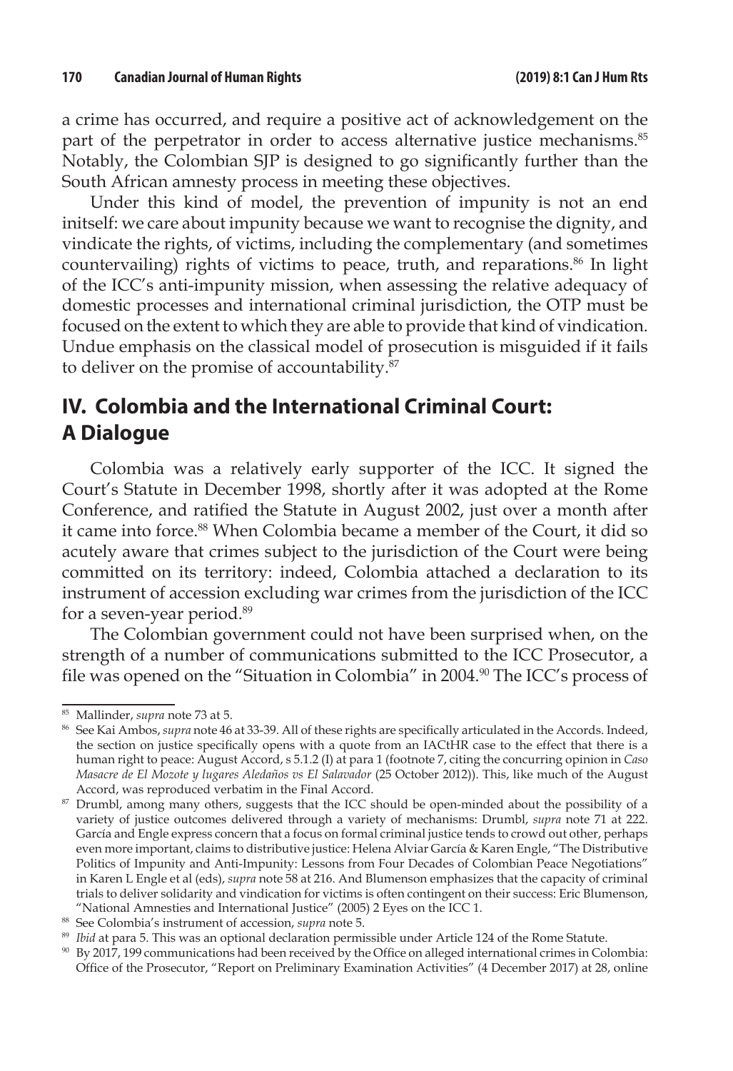a crime has occurred, and require a positive act of acknowledgement on the part of the perpetrator in order to access alternative justice mechanisms.[85] Notably, the Colombian SJP is designed to go significantly further than the South African amnesty process in meeting these objectives.

Under this kind of model, the prevention of impunity is not an end initself: we care about impunity because we want to recognise the dignity, and vindicate the rights, of victims, including the complementary (and sometimes countervailing) rights of victims to peace, truth, and reparations.[86] In light of the ICC's anti-impunity mission, when assessing the relative adequacy of domestic processes and international criminal jurisdiction, the OTP must be focused on the extent to which they are able to provide that kind of vindication. Undue emphasis on the classical model of prosecution is misguided if it fails to deliver on the promise of accountability.[87]

## IV. Colombia and the International Criminal Court: A Dialogue

Colombia was a relatively early supporter of the ICC. It signed the Court's Statute in December 1998, shortly after it was adopted at the Rome Conference, and ratified the Statute in August 2002, just over a month after it came into force.[88] When Colombia became a member of the Court, it did so acutely aware that crimes subject to the jurisdiction of the Court were being committed on its territory: indeed, Colombia attached a declaration to its instrument of accession excluding war crimes from the jurisdiction of the ICC for a seven-year period.[89]

The Colombian government could not have been surprised when, on the strength of a number of communications submitted to the ICC Prosecutor, a file was opened on the "Situation in Colombia" in 2004.[90] The ICC's process of

---

[85] Mallinder, *supra* note 73 at 5.

[86] See Kai Ambos, *supra* note 46 at 33-39. All of these rights are specifically articulated in the Accords. Indeed, the section on justice specifically opens with a quote from an IACtHR case to the effect that there is a human right to peace: August Accord, s 5.1.2 (I) at para 1 (footnote 7, citing the concurring opinion in *Caso Masacre de El Mozote y lugares Aledaños vs El Salavador* (25 October 2012)). This, like much of the August Accord, was reproduced verbatim in the Final Accord.

[87] Drumbl, among many others, suggests that the ICC should be open-minded about the possibility of a variety of justice outcomes delivered through a variety of mechanisms: Drumbl, *supra* note 71 at 222. García and Engle express concern that a focus on formal criminal justice tends to crowd out other, perhaps even more important, claims to distributive justice: Helena Alviar García & Karen Engle, "The Distributive Politics of Impunity and Anti-Impunity: Lessons from Four Decades of Colombian Peace Negotiations" in Karen L Engle et al (eds), *supra* note 58 at 216. And Blumenson emphasizes that the capacity of criminal trials to deliver solidarity and vindication for victims is often contingent on their success: Eric Blumenson, "National Amnesties and International Justice" (2005) 2 Eyes on the ICC 1.

[88] See Colombia's instrument of accession, *supra* note 5.

[89] *Ibid* at para 5. This was an optional declaration permissible under Article 124 of the Rome Statute.

[90] By 2017, 199 communications had been received by the Office on alleged international crimes in Colombia: Office of the Prosecutor, "Report on Preliminary Examination Activities" (4 December 2017) at 28, online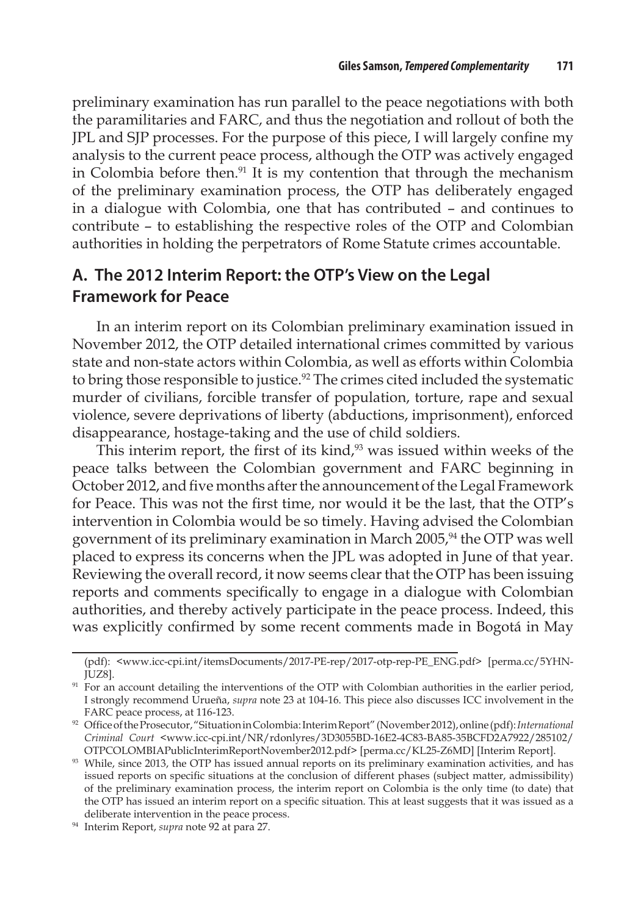preliminary examination has run parallel to the peace negotiations with both the paramilitaries and FARC, and thus the negotiation and rollout of both the JPL and SJP processes. For the purpose of this piece, I will largely confine my analysis to the current peace process, although the OTP was actively engaged in Colombia before then.[91] It is my contention that through the mechanism of the preliminary examination process, the OTP has deliberately engaged in a dialogue with Colombia, one that has contributed – and continues to contribute – to establishing the respective roles of the OTP and Colombian authorities in holding the perpetrators of Rome Statute crimes accountable.

## A. The 2012 Interim Report: the OTP's View on the Legal Framework for Peace

In an interim report on its Colombian preliminary examination issued in November 2012, the OTP detailed international crimes committed by various state and non-state actors within Colombia, as well as efforts within Colombia to bring those responsible to justice.[92] The crimes cited included the systematic murder of civilians, forcible transfer of population, torture, rape and sexual violence, severe deprivations of liberty (abductions, imprisonment), enforced disappearance, hostage-taking and the use of child soldiers.

This interim report, the first of its kind,[93] was issued within weeks of the peace talks between the Colombian government and FARC beginning in October 2012, and five months after the announcement of the Legal Framework for Peace. This was not the first time, nor would it be the last, that the OTP's intervention in Colombia would be so timely. Having advised the Colombian government of its preliminary examination in March 2005,[94] the OTP was well placed to express its concerns when the JPL was adopted in June of that year. Reviewing the overall record, it now seems clear that the OTP has been issuing reports and comments specifically to engage in a dialogue with Colombian authorities, and thereby actively participate in the peace process. Indeed, this was explicitly confirmed by some recent comments made in Bogotá in May

---

(pdf): <www.icc-cpi.int/itemsDocuments/2017-PE-rep/2017-otp-rep-PE_ENG.pdf> [perma.cc/5YHN-JUZ8].

[91] For an account detailing the interventions of the OTP with Colombian authorities in the earlier period, I strongly recommend Urueña, *supra* note 23 at 104-16. This piece also discusses ICC involvement in the FARC peace process, at 116-123.

[92] Office of the Prosecutor, "Situation in Colombia: Interim Report" (November 2012), online (pdf): *International Criminal Court* <www.icc-cpi.int/NR/rdonlyres/3D3055BD-16E2-4C83-BA85-35BCFD2A7922/285102/OTPCOLOMBIAPublicInterimReportNovember2012.pdf> [perma.cc/KL25-Z6MD] [Interim Report].

[93] While, since 2013, the OTP has issued annual reports on its preliminary examination activities, and has issued reports on specific situations at the conclusion of different phases (subject matter, admissibility) of the preliminary examination process, the interim report on Colombia is the only time (to date) that the OTP has issued an interim report on a specific situation. This at least suggests that it was issued as a deliberate intervention in the peace process.

[94] Interim Report, *supra* note 92 at para 27.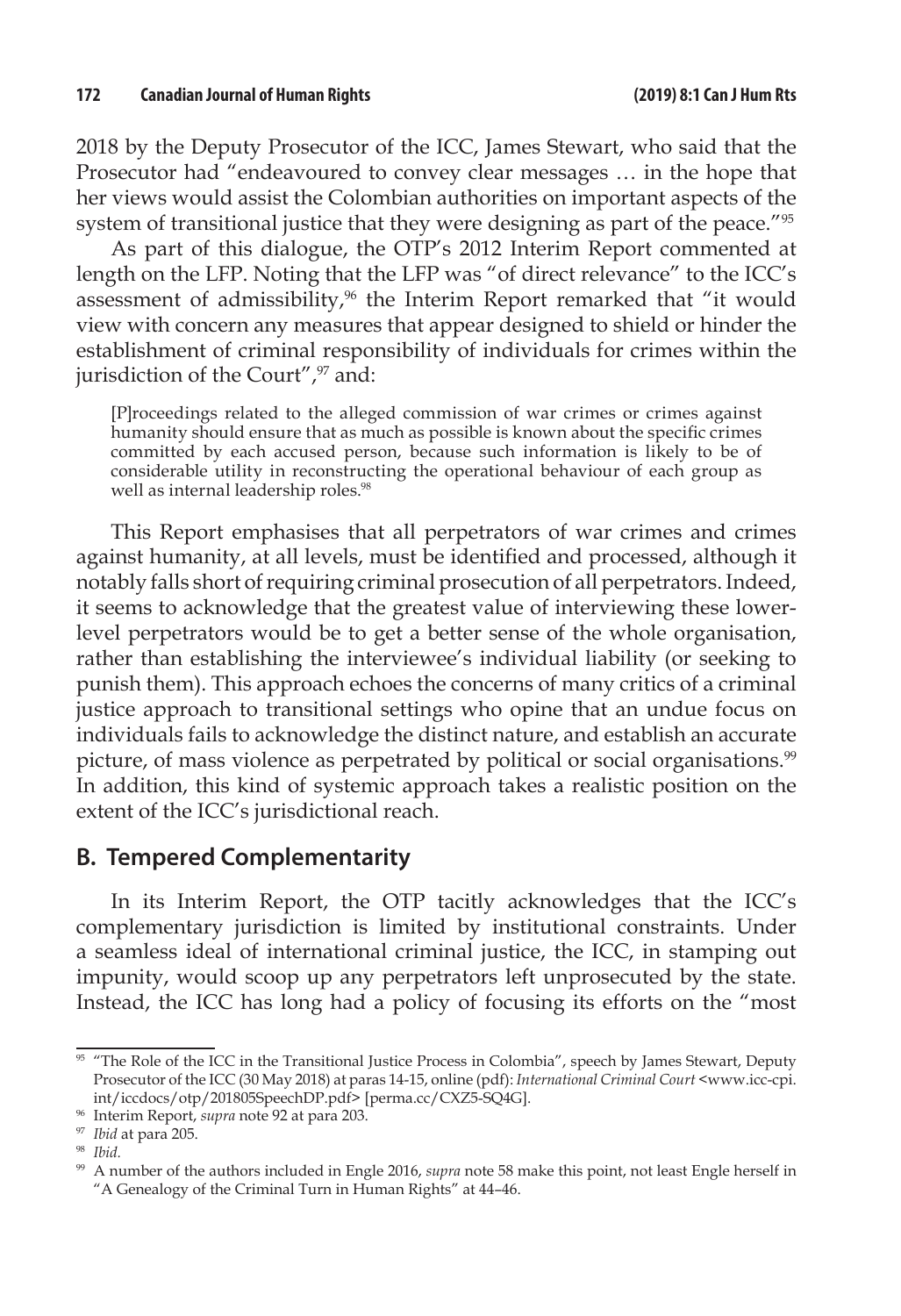2018 by the Deputy Prosecutor of the ICC, James Stewart, who said that the Prosecutor had "endeavoured to convey clear messages … in the hope that her views would assist the Colombian authorities on important aspects of the system of transitional justice that they were designing as part of the peace."[95]

As part of this dialogue, the OTP's 2012 Interim Report commented at length on the LFP. Noting that the LFP was "of direct relevance" to the ICC's assessment of admissibility,[96] the Interim Report remarked that "it would view with concern any measures that appear designed to shield or hinder the establishment of criminal responsibility of individuals for crimes within the jurisdiction of the Court",[97] and:

> [P]roceedings related to the alleged commission of war crimes or crimes against humanity should ensure that as much as possible is known about the specific crimes committed by each accused person, because such information is likely to be of considerable utility in reconstructing the operational behaviour of each group as well as internal leadership roles.[98]

This Report emphasises that all perpetrators of war crimes and crimes against humanity, at all levels, must be identified and processed, although it notably falls short of requiring criminal prosecution of all perpetrators. Indeed, it seems to acknowledge that the greatest value of interviewing these lower-level perpetrators would be to get a better sense of the whole organisation, rather than establishing the interviewee's individual liability (or seeking to punish them). This approach echoes the concerns of many critics of a criminal justice approach to transitional settings who opine that an undue focus on individuals fails to acknowledge the distinct nature, and establish an accurate picture, of mass violence as perpetrated by political or social organisations.[99] In addition, this kind of systemic approach takes a realistic position on the extent of the ICC's jurisdictional reach.

## B. Tempered Complementarity

In its Interim Report, the OTP tacitly acknowledges that the ICC's complementary jurisdiction is limited by institutional constraints. Under a seamless ideal of international criminal justice, the ICC, in stamping out impunity, would scoop up any perpetrators left unprosecuted by the state. Instead, the ICC has long had a policy of focusing its efforts on the "most

---

[95] "The Role of the ICC in the Transitional Justice Process in Colombia", speech by James Stewart, Deputy Prosecutor of the ICC (30 May 2018) at paras 14-15, online (pdf): *International Criminal Court* <www.icc-cpi.int/iccdocs/otp/201805SpeechDP.pdf> [perma.cc/CXZ5-SQ4G].

[96] Interim Report, *supra* note 92 at para 203.

[97] *Ibid* at para 205.

[98] *Ibid.*

[99] A number of the authors included in Engle 2016, *supra* note 58 make this point, not least Engle herself in "A Genealogy of the Criminal Turn in Human Rights" at 44–46.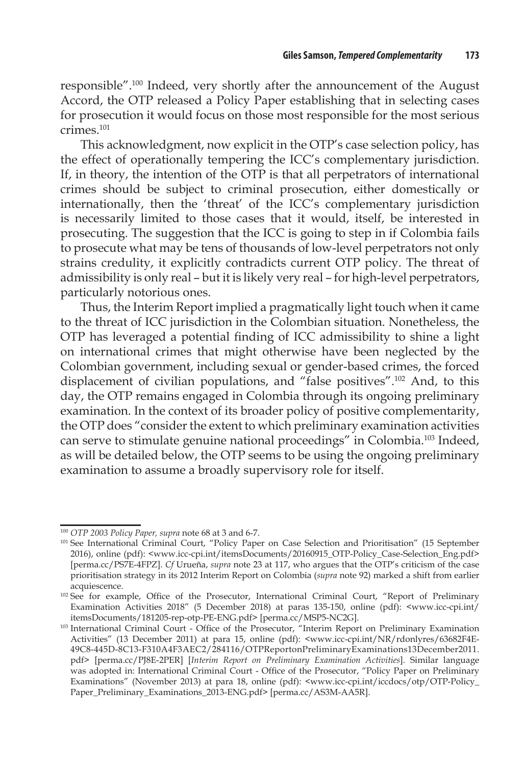responsible".[100] Indeed, very shortly after the announcement of the August Accord, the OTP released a Policy Paper establishing that in selecting cases for prosecution it would focus on those most responsible for the most serious crimes.[101]

This acknowledgment, now explicit in the OTP's case selection policy, has the effect of operationally tempering the ICC's complementary jurisdiction. If, in theory, the intention of the OTP is that all perpetrators of international crimes should be subject to criminal prosecution, either domestically or internationally, then the 'threat' of the ICC's complementary jurisdiction is necessarily limited to those cases that it would, itself, be interested in prosecuting. The suggestion that the ICC is going to step in if Colombia fails to prosecute what may be tens of thousands of low-level perpetrators not only strains credulity, it explicitly contradicts current OTP policy. The threat of admissibility is only real – but it is likely very real – for high-level perpetrators, particularly notorious ones.

Thus, the Interim Report implied a pragmatically light touch when it came to the threat of ICC jurisdiction in the Colombian situation. Nonetheless, the OTP has leveraged a potential finding of ICC admissibility to shine a light on international crimes that might otherwise have been neglected by the Colombian government, including sexual or gender-based crimes, the forced displacement of civilian populations, and "false positives".[102] And, to this day, the OTP remains engaged in Colombia through its ongoing preliminary examination. In the context of its broader policy of positive complementarity, the OTP does "consider the extent to which preliminary examination activities can serve to stimulate genuine national proceedings" in Colombia.[103] Indeed, as will be detailed below, the OTP seems to be using the ongoing preliminary examination to assume a broadly supervisory role for itself.

---

[100] *OTP 2003 Policy Paper, supra* note 68 at 3 and 6-7.

[101] See International Criminal Court, "Policy Paper on Case Selection and Prioritisation" (15 September 2016), online (pdf): <www.icc-cpi.int/itemsDocuments/20160915_OTP-Policy_Case-Selection_Eng.pdf> [perma.cc/PS7E-4FPZ]. *Cf* Urueña, *supra* note 23 at 117, who argues that the OTP's criticism of the case prioritisation strategy in its 2012 Interim Report on Colombia (*supra* note 92) marked a shift from earlier acquiescence.

[102] See for example, Office of the Prosecutor, International Criminal Court, "Report of Preliminary Examination Activities 2018" (5 December 2018) at paras 135-150, online (pdf): <www.icc-cpi.int/itemsDocuments/181205-rep-otp-PE-ENG.pdf> [perma.cc/MSP5-NC2G].

[103] International Criminal Court - Office of the Prosecutor, "Interim Report on Preliminary Examination Activities" (13 December 2011) at para 15, online (pdf): <www.icc-cpi.int/NR/rdonlyres/63682F4E-49C8-445D-8C13-F310A4F3AEC2/284116/OTPReportonPreliminaryExaminations13December2011.pdf> [perma.cc/PJ8E-2PER] [*Interim Report on Preliminary Examination Activities*]. Similar language was adopted in: International Criminal Court - Office of the Prosecutor, "Policy Paper on Preliminary Examinations" (November 2013) at para 18, online (pdf): <www.icc-cpi.int/iccdocs/otp/OTP-Policy_Paper_Preliminary_Examinations_2013-ENG.pdf> [perma.cc/AS3M-AA5R].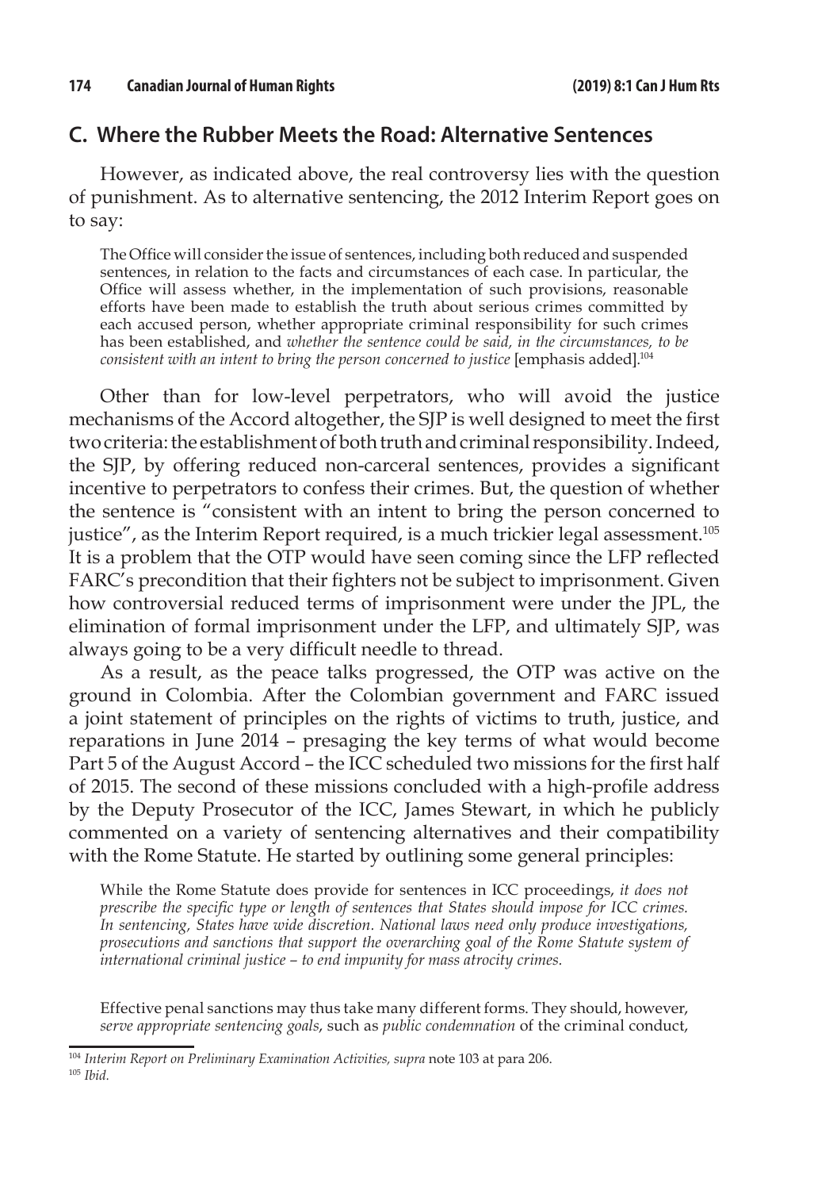## C. Where the Rubber Meets the Road: Alternative Sentences

However, as indicated above, the real controversy lies with the question of punishment. As to alternative sentencing, the 2012 Interim Report goes on to say:

> The Office will consider the issue of sentences, including both reduced and suspended sentences, in relation to the facts and circumstances of each case. In particular, the Office will assess whether, in the implementation of such provisions, reasonable efforts have been made to establish the truth about serious crimes committed by each accused person, whether appropriate criminal responsibility for such crimes has been established, and *whether the sentence could be said, in the circumstances, to be consistent with an intent to bring the person concerned to justice* [emphasis added].[104]

Other than for low-level perpetrators, who will avoid the justice mechanisms of the Accord altogether, the SJP is well designed to meet the first two criteria: the establishment of both truth and criminal responsibility. Indeed, the SJP, by offering reduced non-carceral sentences, provides a significant incentive to perpetrators to confess their crimes. But, the question of whether the sentence is "consistent with an intent to bring the person concerned to justice", as the Interim Report required, is a much trickier legal assessment.[105] It is a problem that the OTP would have seen coming since the LFP reflected FARC's precondition that their fighters not be subject to imprisonment. Given how controversial reduced terms of imprisonment were under the JPL, the elimination of formal imprisonment under the LFP, and ultimately SJP, was always going to be a very difficult needle to thread.

As a result, as the peace talks progressed, the OTP was active on the ground in Colombia. After the Colombian government and FARC issued a joint statement of principles on the rights of victims to truth, justice, and reparations in June 2014 – presaging the key terms of what would become Part 5 of the August Accord – the ICC scheduled two missions for the first half of 2015. The second of these missions concluded with a high-profile address by the Deputy Prosecutor of the ICC, James Stewart, in which he publicly commented on a variety of sentencing alternatives and their compatibility with the Rome Statute. He started by outlining some general principles:

> While the Rome Statute does provide for sentences in ICC proceedings, *it does not prescribe the specific type or length of sentences that States should impose for ICC crimes. In sentencing, States have wide discretion. National laws need only produce investigations, prosecutions and sanctions that support the overarching goal of the Rome Statute system of international criminal justice – to end impunity for mass atrocity crimes.*
>
> Effective penal sanctions may thus take many different forms. They should, however, *serve appropriate sentencing goals*, such as *public condemnation* of the criminal conduct,

---

[104] *Interim Report on Preliminary Examination Activities, supra* note 103 at para 206.

[105] *Ibid.*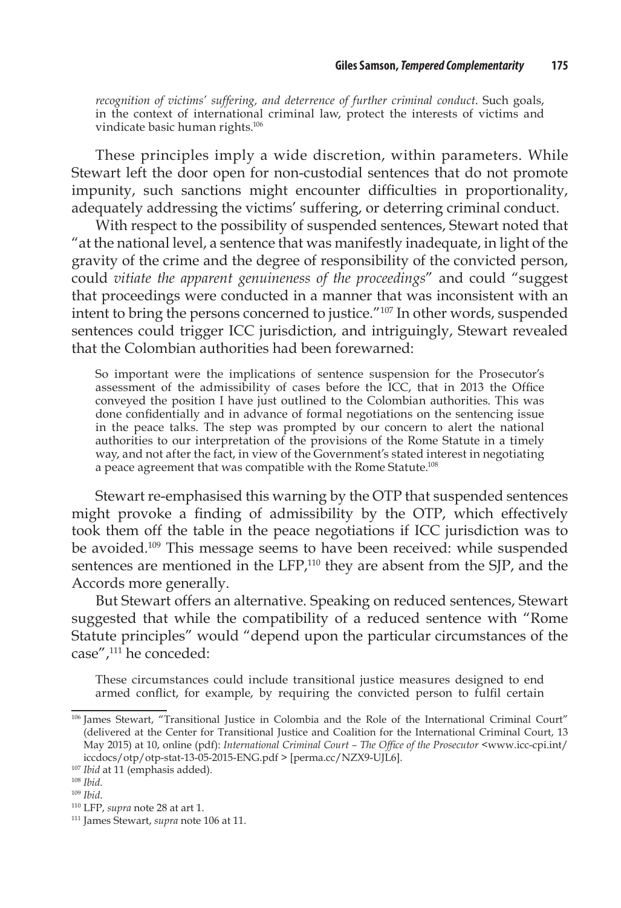*recognition of victims' suffering, and deterrence of further criminal conduct*. Such goals, in the context of international criminal law, protect the interests of victims and vindicate basic human rights.[106]

These principles imply a wide discretion, within parameters. While Stewart left the door open for non-custodial sentences that do not promote impunity, such sanctions might encounter difficulties in proportionality, adequately addressing the victims' suffering, or deterring criminal conduct.

With respect to the possibility of suspended sentences, Stewart noted that "at the national level, a sentence that was manifestly inadequate, in light of the gravity of the crime and the degree of responsibility of the convicted person, could *vitiate the apparent genuineness of the proceedings*" and could "suggest that proceedings were conducted in a manner that was inconsistent with an intent to bring the persons concerned to justice."[107] In other words, suspended sentences could trigger ICC jurisdiction, and intriguingly, Stewart revealed that the Colombian authorities had been forewarned:

> So important were the implications of sentence suspension for the Prosecutor's assessment of the admissibility of cases before the ICC, that in 2013 the Office conveyed the position I have just outlined to the Colombian authorities. This was done confidentially and in advance of formal negotiations on the sentencing issue in the peace talks. The step was prompted by our concern to alert the national authorities to our interpretation of the provisions of the Rome Statute in a timely way, and not after the fact, in view of the Government's stated interest in negotiating a peace agreement that was compatible with the Rome Statute.[108]

Stewart re-emphasised this warning by the OTP that suspended sentences might provoke a finding of admissibility by the OTP, which effectively took them off the table in the peace negotiations if ICC jurisdiction was to be avoided.[109] This message seems to have been received: while suspended sentences are mentioned in the LFP,[110] they are absent from the SJP, and the Accords more generally.

But Stewart offers an alternative. Speaking on reduced sentences, Stewart suggested that while the compatibility of a reduced sentence with "Rome Statute principles" would "depend upon the particular circumstances of the case",[111] he conceded:

> These circumstances could include transitional justice measures designed to end armed conflict, for example, by requiring the convicted person to fulfil certain

---

[106] James Stewart, "Transitional Justice in Colombia and the Role of the International Criminal Court" (delivered at the Center for Transitional Justice and Coalition for the International Criminal Court, 13 May 2015) at 10, online (pdf): *International Criminal Court – The Office of the Prosecutor* <www.icc-cpi.int/iccdocs/otp/otp-stat-13-05-2015-ENG.pdf > [perma.cc/NZX9-UJL6].

[107] *Ibid* at 11 (emphasis added).

[108] *Ibid*.

[109] *Ibid*.

[110] LFP, *supra* note 28 at art 1.

[111] James Stewart, *supra* note 106 at 11.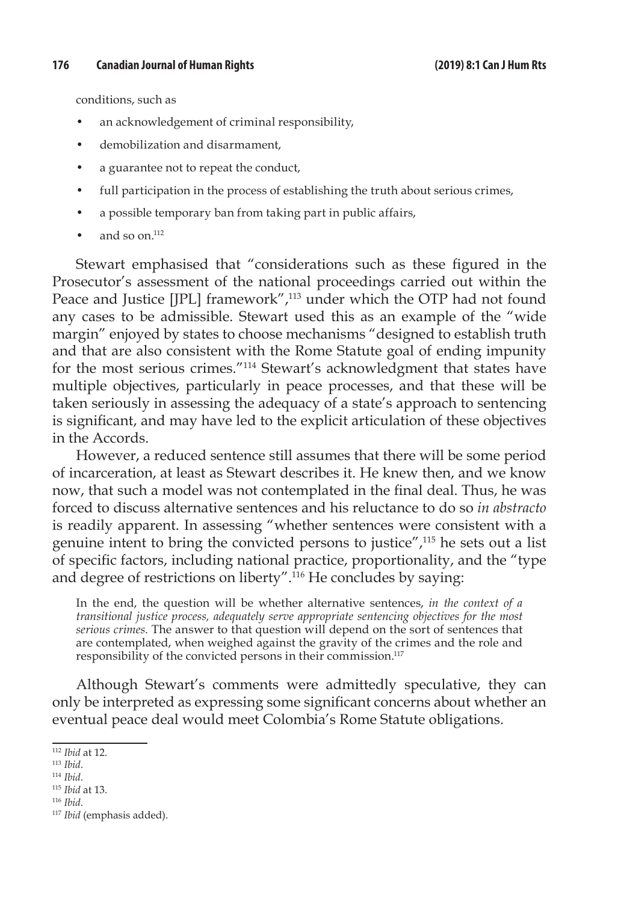conditions, such as

- an acknowledgement of criminal responsibility,
- demobilization and disarmament,
- a guarantee not to repeat the conduct,
- full participation in the process of establishing the truth about serious crimes,
- a possible temporary ban from taking part in public affairs,
- and so on.[112]

Stewart emphasised that "considerations such as these figured in the Prosecutor's assessment of the national proceedings carried out within the Peace and Justice [JPL] framework",[113] under which the OTP had not found any cases to be admissible. Stewart used this as an example of the "wide margin" enjoyed by states to choose mechanisms "designed to establish truth and that are also consistent with the Rome Statute goal of ending impunity for the most serious crimes."[114] Stewart's acknowledgment that states have multiple objectives, particularly in peace processes, and that these will be taken seriously in assessing the adequacy of a state's approach to sentencing is significant, and may have led to the explicit articulation of these objectives in the Accords.

However, a reduced sentence still assumes that there will be some period of incarceration, at least as Stewart describes it. He knew then, and we know now, that such a model was not contemplated in the final deal. Thus, he was forced to discuss alternative sentences and his reluctance to do so *in abstracto* is readily apparent. In assessing "whether sentences were consistent with a genuine intent to bring the convicted persons to justice",[115] he sets out a list of specific factors, including national practice, proportionality, and the "type and degree of restrictions on liberty".[116] He concludes by saying:

> In the end, the question will be whether alternative sentences, *in the context of a transitional justice process, adequately serve appropriate sentencing objectives for the most serious crimes.* The answer to that question will depend on the sort of sentences that are contemplated, when weighed against the gravity of the crimes and the role and responsibility of the convicted persons in their commission.[117]

Although Stewart's comments were admittedly speculative, they can only be interpreted as expressing some significant concerns about whether an eventual peace deal would meet Colombia's Rome Statute obligations.

---

[112] *Ibid* at 12.

[113] *Ibid*.

[114] *Ibid*.

[115] *Ibid* at 13.

[116] *Ibid*.

[117] *Ibid* (emphasis added).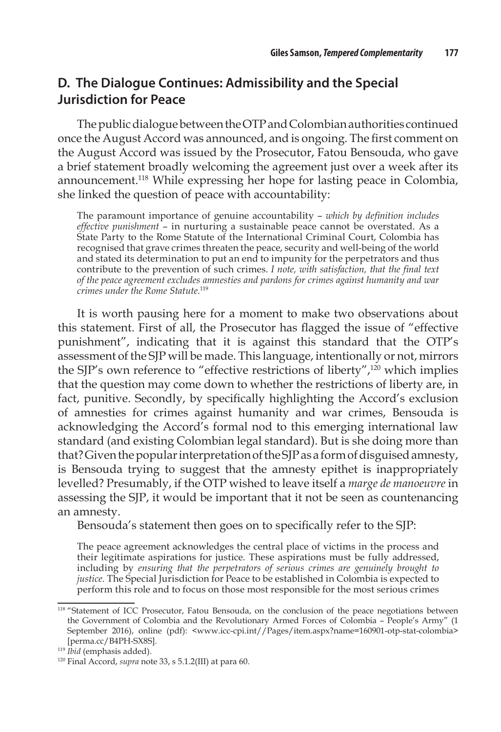## D. The Dialogue Continues: Admissibility and the Special Jurisdiction for Peace

The public dialogue between the OTP and Colombian authorities continued once the August Accord was announced, and is ongoing. The first comment on the August Accord was issued by the Prosecutor, Fatou Bensouda, who gave a brief statement broadly welcoming the agreement just over a week after its announcement.[118] While expressing her hope for lasting peace in Colombia, she linked the question of peace with accountability:

> The paramount importance of genuine accountability – *which by definition includes effective punishment* – in nurturing a sustainable peace cannot be overstated. As a State Party to the Rome Statute of the International Criminal Court, Colombia has recognised that grave crimes threaten the peace, security and well-being of the world and stated its determination to put an end to impunity for the perpetrators and thus contribute to the prevention of such crimes. *I note, with satisfaction, that the final text of the peace agreement excludes amnesties and pardons for crimes against humanity and war crimes under the Rome Statute.*[119]

It is worth pausing here for a moment to make two observations about this statement. First of all, the Prosecutor has flagged the issue of "effective punishment", indicating that it is against this standard that the OTP's assessment of the SJP will be made. This language, intentionally or not, mirrors the SJP's own reference to "effective restrictions of liberty",[120] which implies that the question may come down to whether the restrictions of liberty are, in fact, punitive. Secondly, by specifically highlighting the Accord's exclusion of amnesties for crimes against humanity and war crimes, Bensouda is acknowledging the Accord's formal nod to this emerging international law standard (and existing Colombian legal standard). But is she doing more than that? Given the popular interpretation of the SJP as a form of disguised amnesty, is Bensouda trying to suggest that the amnesty epithet is inappropriately levelled? Presumably, if the OTP wished to leave itself a *marge de manoeuvre* in assessing the SJP, it would be important that it not be seen as countenancing an amnesty.

Bensouda's statement then goes on to specifically refer to the SJP:

> The peace agreement acknowledges the central place of victims in the process and their legitimate aspirations for justice. These aspirations must be fully addressed, including by *ensuring that the perpetrators of serious crimes are genuinely brought to justice.* The Special Jurisdiction for Peace to be established in Colombia is expected to perform this role and to focus on those most responsible for the most serious crimes

---

[118] "Statement of ICC Prosecutor, Fatou Bensouda, on the conclusion of the peace negotiations between the Government of Colombia and the Revolutionary Armed Forces of Colombia – People's Army" (1 September 2016), online (pdf): <www.icc-cpi.int//Pages/item.aspx?name=160901-otp-stat-colombia> [perma.cc/B4PH-SX8S].

[119] *Ibid* (emphasis added).

[120] Final Accord, *supra* note 33, s 5.1.2(III) at para 60.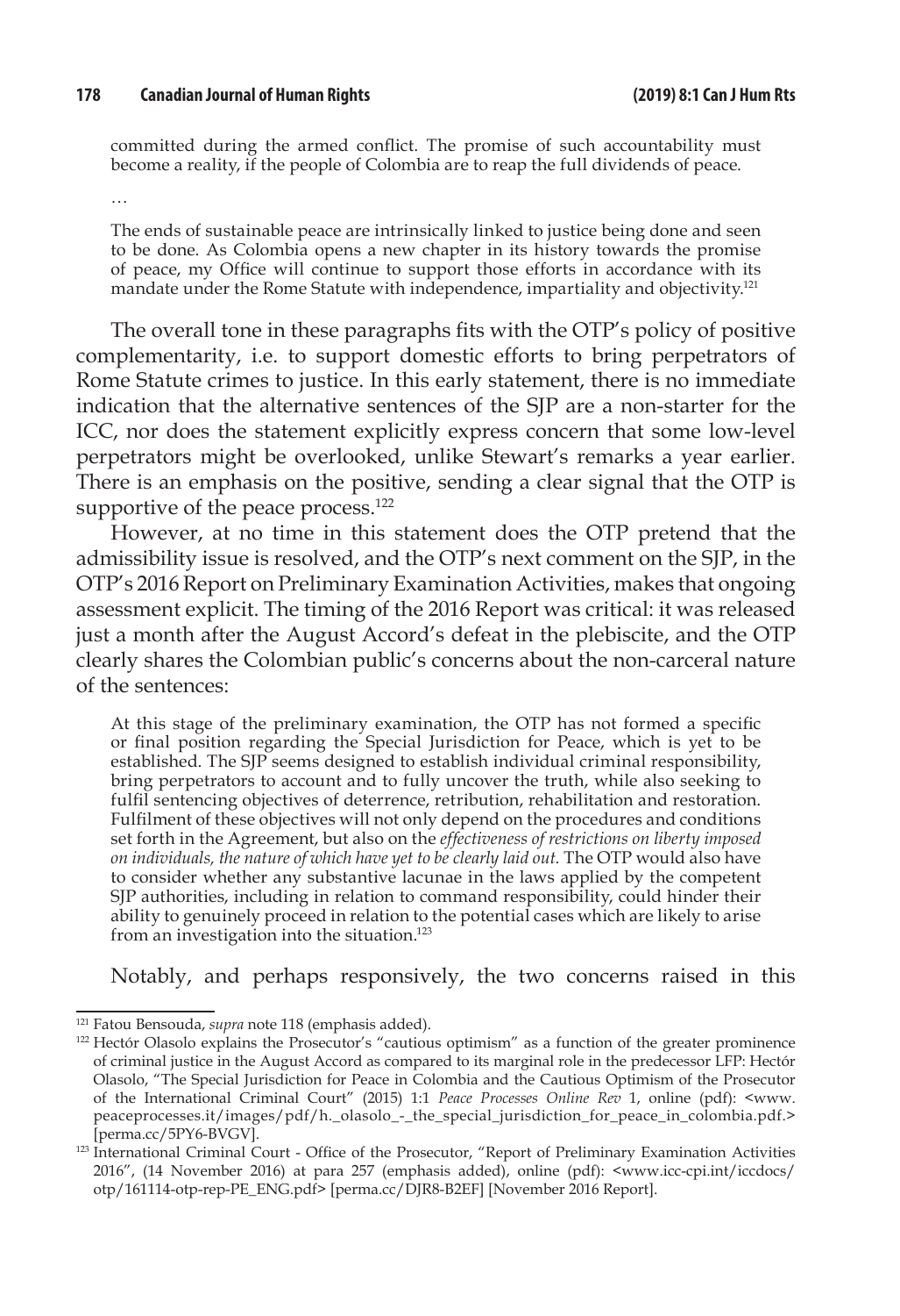> committed during the armed conflict. The promise of such accountability must become a reality, if the people of Colombia are to reap the full dividends of peace.
>
> …
>
> The ends of sustainable peace are intrinsically linked to justice being done and seen to be done. As Colombia opens a new chapter in its history towards the promise of peace, my Office will continue to support those efforts in accordance with its mandate under the Rome Statute with independence, impartiality and objectivity.[121]

The overall tone in these paragraphs fits with the OTP's policy of positive complementarity, i.e. to support domestic efforts to bring perpetrators of Rome Statute crimes to justice. In this early statement, there is no immediate indication that the alternative sentences of the SJP are a non-starter for the ICC, nor does the statement explicitly express concern that some low-level perpetrators might be overlooked, unlike Stewart's remarks a year earlier. There is an emphasis on the positive, sending a clear signal that the OTP is supportive of the peace process.[122]

However, at no time in this statement does the OTP pretend that the admissibility issue is resolved, and the OTP's next comment on the SJP, in the OTP's 2016 Report on Preliminary Examination Activities, makes that ongoing assessment explicit. The timing of the 2016 Report was critical: it was released just a month after the August Accord's defeat in the plebiscite, and the OTP clearly shares the Colombian public's concerns about the non-carceral nature of the sentences:

> At this stage of the preliminary examination, the OTP has not formed a specific or final position regarding the Special Jurisdiction for Peace, which is yet to be established. The SJP seems designed to establish individual criminal responsibility, bring perpetrators to account and to fully uncover the truth, while also seeking to fulfil sentencing objectives of deterrence, retribution, rehabilitation and restoration. Fulfilment of these objectives will not only depend on the procedures and conditions set forth in the Agreement, but also on the *effectiveness of restrictions on liberty imposed on individuals, the nature of which have yet to be clearly laid out.* The OTP would also have to consider whether any substantive lacunae in the laws applied by the competent SJP authorities, including in relation to command responsibility, could hinder their ability to genuinely proceed in relation to the potential cases which are likely to arise from an investigation into the situation.[123]

Notably, and perhaps responsively, the two concerns raised in this

---

[121] Fatou Bensouda, *supra* note 118 (emphasis added).

[122] Hectór Olasolo explains the Prosecutor's "cautious optimism" as a function of the greater prominence of criminal justice in the August Accord as compared to its marginal role in the predecessor LFP: Hectór Olasolo, "The Special Jurisdiction for Peace in Colombia and the Cautious Optimism of the Prosecutor of the International Criminal Court" (2015) 1:1 *Peace Processes Online Rev* 1, online (pdf): <www.peaceprocesses.it/images/pdf/h._olasolo_-_the_special_jurisdiction_for_peace_in_colombia.pdf.> [perma.cc/5PY6-BVGV].

[123] International Criminal Court - Office of the Prosecutor, "Report of Preliminary Examination Activities 2016", (14 November 2016) at para 257 (emphasis added), online (pdf): <www.icc-cpi.int/iccdocs/otp/161114-otp-rep-PE_ENG.pdf> [perma.cc/DJR8-B2EF] [November 2016 Report].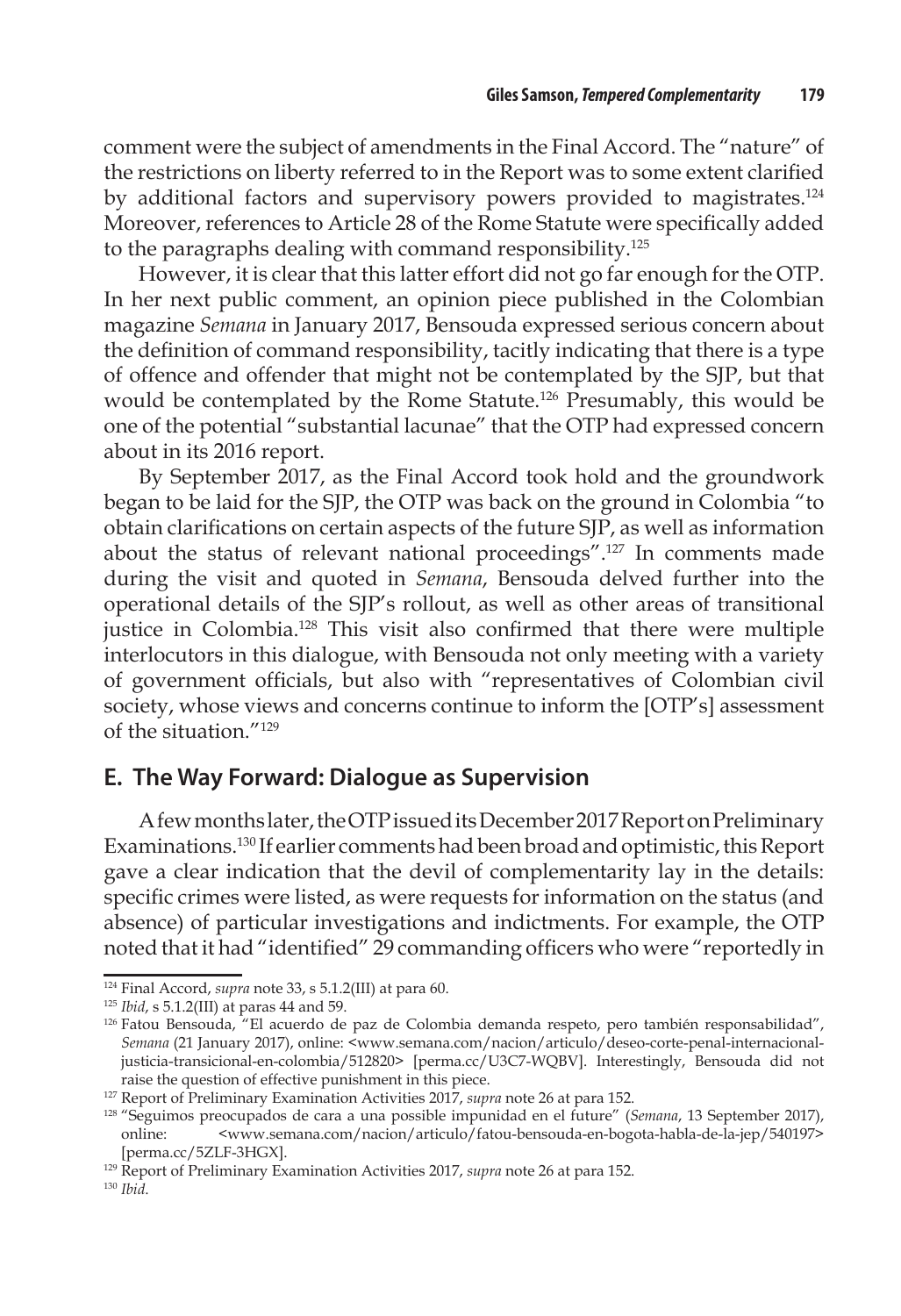comment were the subject of amendments in the Final Accord. The "nature" of the restrictions on liberty referred to in the Report was to some extent clarified by additional factors and supervisory powers provided to magistrates.[124] Moreover, references to Article 28 of the Rome Statute were specifically added to the paragraphs dealing with command responsibility.[125]

However, it is clear that this latter effort did not go far enough for the OTP. In her next public comment, an opinion piece published in the Colombian magazine *Semana* in January 2017, Bensouda expressed serious concern about the definition of command responsibility, tacitly indicating that there is a type of offence and offender that might not be contemplated by the SJP, but that would be contemplated by the Rome Statute.[126] Presumably, this would be one of the potential "substantial lacunae" that the OTP had expressed concern about in its 2016 report.

By September 2017, as the Final Accord took hold and the groundwork began to be laid for the SJP, the OTP was back on the ground in Colombia "to obtain clarifications on certain aspects of the future SJP, as well as information about the status of relevant national proceedings".[127] In comments made during the visit and quoted in *Semana*, Bensouda delved further into the operational details of the SJP's rollout, as well as other areas of transitional justice in Colombia.[128] This visit also confirmed that there were multiple interlocutors in this dialogue, with Bensouda not only meeting with a variety of government officials, but also with "representatives of Colombian civil society, whose views and concerns continue to inform the [OTP's] assessment of the situation."[129]

## E. The Way Forward: Dialogue as Supervision

A few months later, the OTP issued its December 2017 Report on Preliminary Examinations.[130] If earlier comments had been broad and optimistic, this Report gave a clear indication that the devil of complementarity lay in the details: specific crimes were listed, as were requests for information on the status (and absence) of particular investigations and indictments. For example, the OTP noted that it had "identified" 29 commanding officers who were "reportedly in

---

[124] Final Accord, *supra* note 33, s 5.1.2(III) at para 60.

[125] *Ibid*, s 5.1.2(III) at paras 44 and 59.

[126] Fatou Bensouda, "El acuerdo de paz de Colombia demanda respeto, pero también responsabilidad", *Semana* (21 January 2017), online: <www.semana.com/nacion/articulo/deseo-corte-penal-internacional-justicia-transicional-en-colombia/512820> [perma.cc/U3C7-WQBV]. Interestingly, Bensouda did not raise the question of effective punishment in this piece.

[127] Report of Preliminary Examination Activities 2017, *supra* note 26 at para 152.

[128] "Seguimos preocupados de cara a una possible impunidad en el future" (*Semana*, 13 September 2017), online: <www.semana.com/nacion/articulo/fatou-bensouda-en-bogota-habla-de-la-jep/540197> [perma.cc/5ZLF-3HGX].

[129] Report of Preliminary Examination Activities 2017, *supra* note 26 at para 152.

[130] *Ibid*.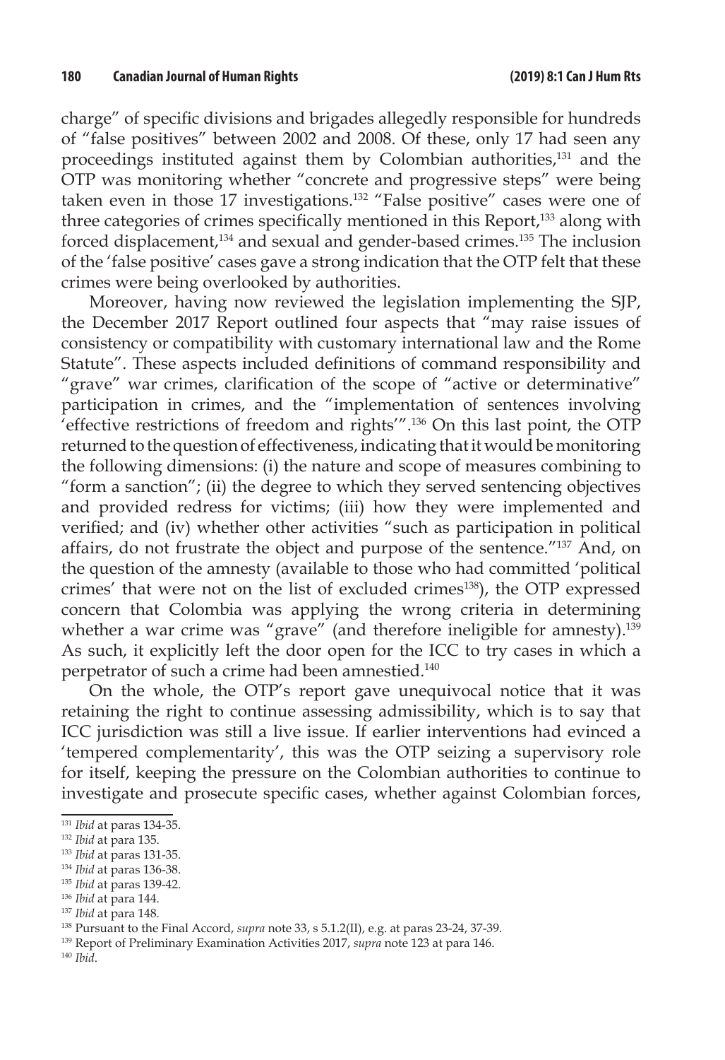charge" of specific divisions and brigades allegedly responsible for hundreds of "false positives" between 2002 and 2008. Of these, only 17 had seen any proceedings instituted against them by Colombian authorities,[131] and the OTP was monitoring whether "concrete and progressive steps" were being taken even in those 17 investigations.[132] "False positive" cases were one of three categories of crimes specifically mentioned in this Report,[133] along with forced displacement,[134] and sexual and gender-based crimes.[135] The inclusion of the 'false positive' cases gave a strong indication that the OTP felt that these crimes were being overlooked by authorities.

Moreover, having now reviewed the legislation implementing the SJP, the December 2017 Report outlined four aspects that "may raise issues of consistency or compatibility with customary international law and the Rome Statute". These aspects included definitions of command responsibility and "grave" war crimes, clarification of the scope of "active or determinative" participation in crimes, and the "implementation of sentences involving 'effective restrictions of freedom and rights'".[136] On this last point, the OTP returned to the question of effectiveness, indicating that it would be monitoring the following dimensions: (i) the nature and scope of measures combining to "form a sanction"; (ii) the degree to which they served sentencing objectives and provided redress for victims; (iii) how they were implemented and verified; and (iv) whether other activities "such as participation in political affairs, do not frustrate the object and purpose of the sentence."[137] And, on the question of the amnesty (available to those who had committed 'political crimes' that were not on the list of excluded crimes[138]), the OTP expressed concern that Colombia was applying the wrong criteria in determining whether a war crime was "grave" (and therefore ineligible for amnesty).[139] As such, it explicitly left the door open for the ICC to try cases in which a perpetrator of such a crime had been amnestied.[140]

On the whole, the OTP's report gave unequivocal notice that it was retaining the right to continue assessing admissibility, which is to say that ICC jurisdiction was still a live issue. If earlier interventions had evinced a 'tempered complementarity', this was the OTP seizing a supervisory role for itself, keeping the pressure on the Colombian authorities to continue to investigate and prosecute specific cases, whether against Colombian forces,

---

[131] *Ibid* at paras 134-35.

[132] *Ibid* at para 135.

[133] *Ibid* at paras 131-35.

[134] *Ibid* at paras 136-38.

[135] *Ibid* at paras 139-42.

[136] *Ibid* at para 144.

[137] *Ibid* at para 148.

[138] Pursuant to the Final Accord, *supra* note 33, s 5.1.2(II), e.g. at paras 23-24, 37-39.

[139] Report of Preliminary Examination Activities 2017, *supra* note 123 at para 146.

[140] *Ibid*.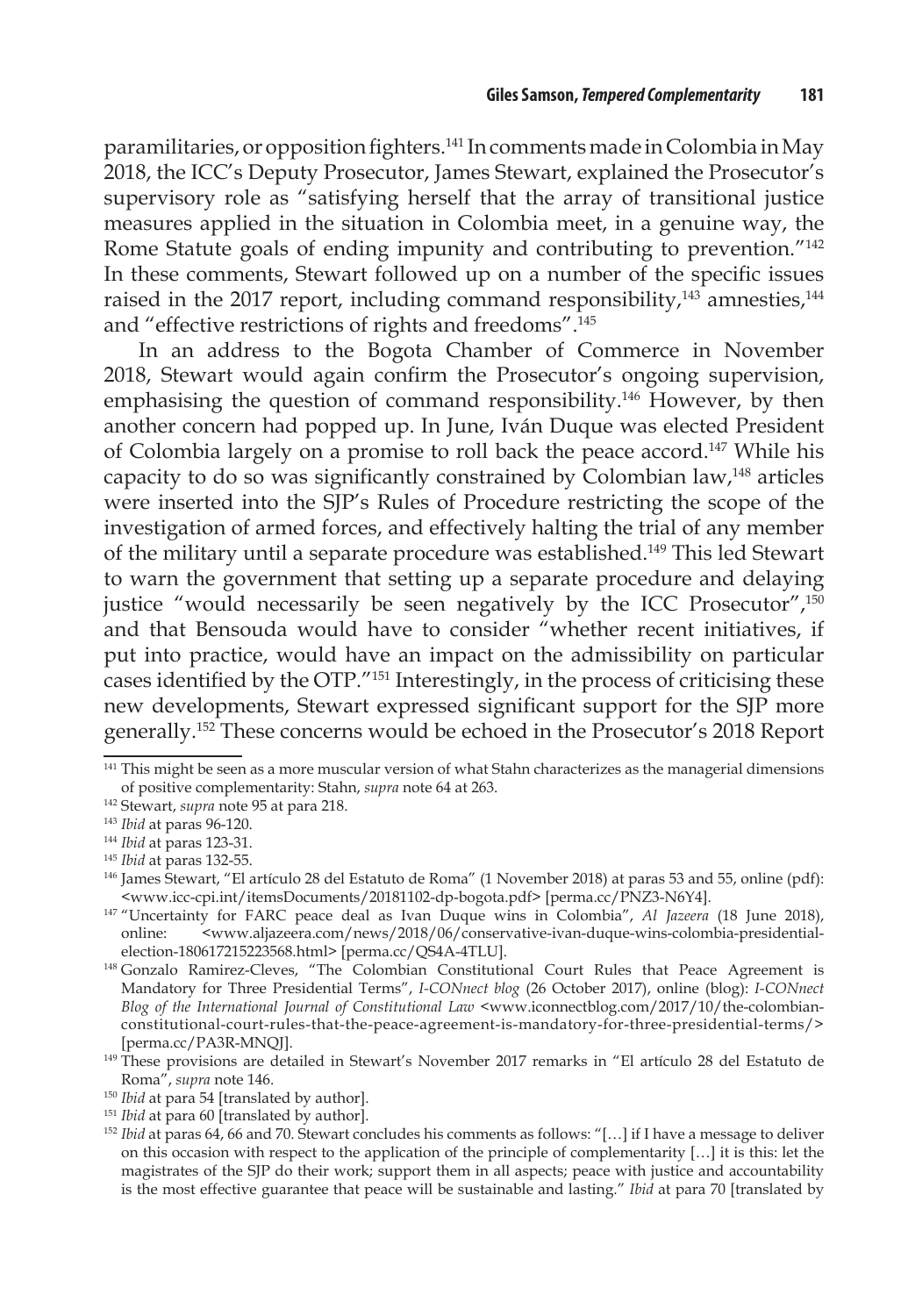paramilitaries, or opposition fighters.[141] In comments made in Colombia in May 2018, the ICC's Deputy Prosecutor, James Stewart, explained the Prosecutor's supervisory role as "satisfying herself that the array of transitional justice measures applied in the situation in Colombia meet, in a genuine way, the Rome Statute goals of ending impunity and contributing to prevention."[142] In these comments, Stewart followed up on a number of the specific issues raised in the 2017 report, including command responsibility,[143] amnesties,[144] and "effective restrictions of rights and freedoms".[145]

In an address to the Bogota Chamber of Commerce in November 2018, Stewart would again confirm the Prosecutor's ongoing supervision, emphasising the question of command responsibility.[146] However, by then another concern had popped up. In June, Iván Duque was elected President of Colombia largely on a promise to roll back the peace accord.[147] While his capacity to do so was significantly constrained by Colombian law,[148] articles were inserted into the SJP's Rules of Procedure restricting the scope of the investigation of armed forces, and effectively halting the trial of any member of the military until a separate procedure was established.[149] This led Stewart to warn the government that setting up a separate procedure and delaying justice "would necessarily be seen negatively by the ICC Prosecutor",[150] and that Bensouda would have to consider "whether recent initiatives, if put into practice, would have an impact on the admissibility on particular cases identified by the OTP."[151] Interestingly, in the process of criticising these new developments, Stewart expressed significant support for the SJP more generally.[152] These concerns would be echoed in the Prosecutor's 2018 Report

---

[141] This might be seen as a more muscular version of what Stahn characterizes as the managerial dimensions of positive complementarity: Stahn, *supra* note 64 at 263.

[142] Stewart, *supra* note 95 at para 218.

[143] *Ibid* at paras 96-120.

[144] *Ibid* at paras 123-31.

[145] *Ibid* at paras 132-55.

[146] James Stewart, "El artículo 28 del Estatuto de Roma" (1 November 2018) at paras 53 and 55, online (pdf): <www.icc-cpi.int/itemsDocuments/20181102-dp-bogota.pdf> [perma.cc/PNZ3-N6Y4].

[147] "Uncertainty for FARC peace deal as Ivan Duque wins in Colombia", *Al Jazeera* (18 June 2018), online: <www.aljazeera.com/news/2018/06/conservative-ivan-duque-wins-colombia-presidential-election-180617215223568.html> [perma.cc/QS4A-4TLU].

[148] Gonzalo Ramirez-Cleves, "The Colombian Constitutional Court Rules that Peace Agreement is Mandatory for Three Presidential Terms", *I-CONnect blog* (26 October 2017), online (blog): *I-CONnect Blog of the International Journal of Constitutional Law* <www.iconnectblog.com/2017/10/the-colombian-constitutional-court-rules-that-the-peace-agreement-is-mandatory-for-three-presidential-terms/> [perma.cc/PA3R-MNQJ].

[149] These provisions are detailed in Stewart's November 2017 remarks in "El artículo 28 del Estatuto de Roma", *supra* note 146.

[150] *Ibid* at para 54 [translated by author].

[151] *Ibid* at para 60 [translated by author].

[152] *Ibid* at paras 64, 66 and 70. Stewart concludes his comments as follows: "[…] if I have a message to deliver on this occasion with respect to the application of the principle of complementarity […] it is this: let the magistrates of the SJP do their work; support them in all aspects; peace with justice and accountability is the most effective guarantee that peace will be sustainable and lasting." *Ibid* at para 70 [translated by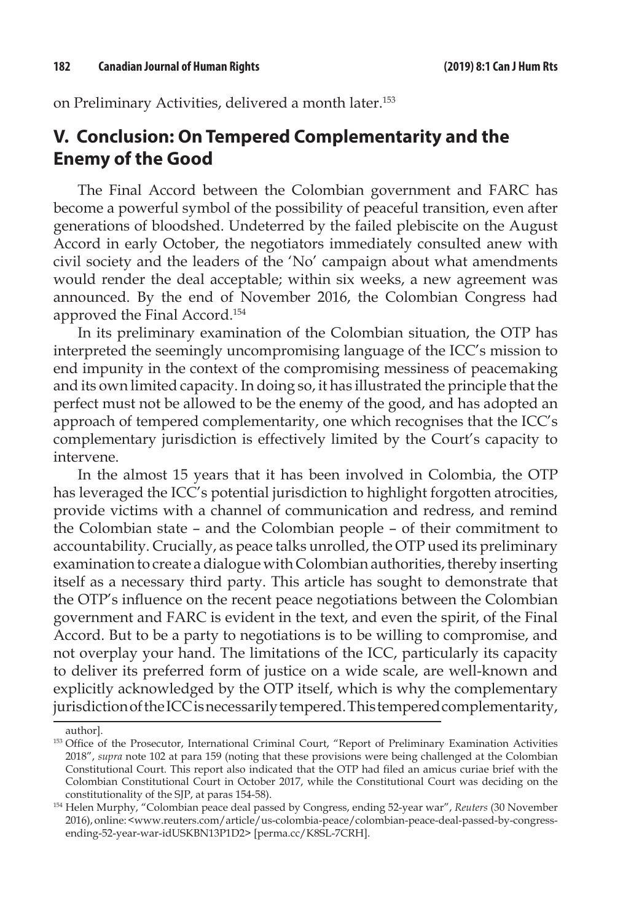on Preliminary Activities, delivered a month later.[153]

## V. Conclusion: On Tempered Complementarity and the Enemy of the Good

The Final Accord between the Colombian government and FARC has become a powerful symbol of the possibility of peaceful transition, even after generations of bloodshed. Undeterred by the failed plebiscite on the August Accord in early October, the negotiators immediately consulted anew with civil society and the leaders of the 'No' campaign about what amendments would render the deal acceptable; within six weeks, a new agreement was announced. By the end of November 2016, the Colombian Congress had approved the Final Accord.[154]

In its preliminary examination of the Colombian situation, the OTP has interpreted the seemingly uncompromising language of the ICC's mission to end impunity in the context of the compromising messiness of peacemaking and its own limited capacity. In doing so, it has illustrated the principle that the perfect must not be allowed to be the enemy of the good, and has adopted an approach of tempered complementarity, one which recognises that the ICC's complementary jurisdiction is effectively limited by the Court's capacity to intervene.

In the almost 15 years that it has been involved in Colombia, the OTP has leveraged the ICC's potential jurisdiction to highlight forgotten atrocities, provide victims with a channel of communication and redress, and remind the Colombian state – and the Colombian people – of their commitment to accountability. Crucially, as peace talks unrolled, the OTP used its preliminary examination to create a dialogue with Colombian authorities, thereby inserting itself as a necessary third party. This article has sought to demonstrate that the OTP's influence on the recent peace negotiations between the Colombian government and FARC is evident in the text, and even the spirit, of the Final Accord. But to be a party to negotiations is to be willing to compromise, and not overplay your hand. The limitations of the ICC, particularly its capacity to deliver its preferred form of justice on a wide scale, are well-known and explicitly acknowledged by the OTP itself, which is why the complementary jurisdiction of the ICC is necessarily tempered. This tempered complementarity,

---

author].

[153] Office of the Prosecutor, International Criminal Court, "Report of Preliminary Examination Activities 2018", *supra* note 102 at para 159 (noting that these provisions were being challenged at the Colombian Constitutional Court. This report also indicated that the OTP had filed an amicus curiae brief with the Colombian Constitutional Court in October 2017, while the Constitutional Court was deciding on the constitutionality of the SJP, at paras 154-58).

[154] Helen Murphy, "Colombian peace deal passed by Congress, ending 52-year war", *Reuters* (30 November 2016), online: <www.reuters.com/article/us-colombia-peace/colombian-peace-deal-passed-by-congress-ending-52-year-war-idUSKBN13P1D2> [perma.cc/K8SL-7CRH].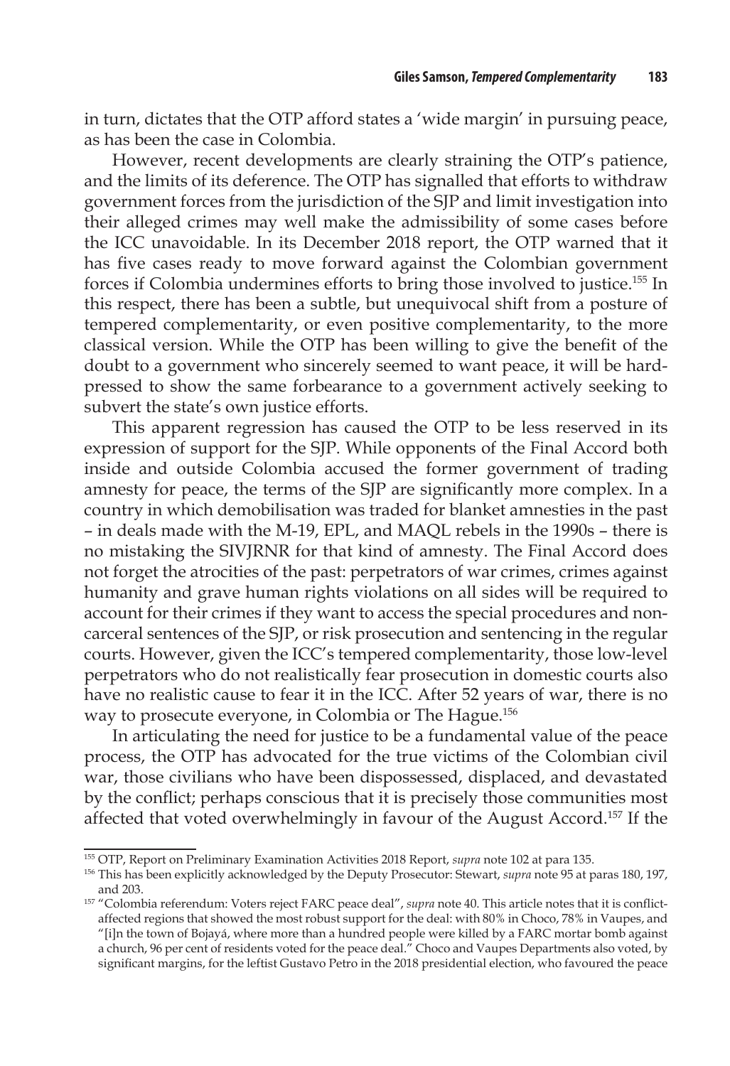in turn, dictates that the OTP afford states a 'wide margin' in pursuing peace, as has been the case in Colombia.

However, recent developments are clearly straining the OTP's patience, and the limits of its deference. The OTP has signalled that efforts to withdraw government forces from the jurisdiction of the SJP and limit investigation into their alleged crimes may well make the admissibility of some cases before the ICC unavoidable. In its December 2018 report, the OTP warned that it has five cases ready to move forward against the Colombian government forces if Colombia undermines efforts to bring those involved to justice.[155] In this respect, there has been a subtle, but unequivocal shift from a posture of tempered complementarity, or even positive complementarity, to the more classical version. While the OTP has been willing to give the benefit of the doubt to a government who sincerely seemed to want peace, it will be hard-pressed to show the same forbearance to a government actively seeking to subvert the state's own justice efforts.

This apparent regression has caused the OTP to be less reserved in its expression of support for the SJP. While opponents of the Final Accord both inside and outside Colombia accused the former government of trading amnesty for peace, the terms of the SJP are significantly more complex. In a country in which demobilisation was traded for blanket amnesties in the past – in deals made with the M-19, EPL, and MAQL rebels in the 1990s – there is no mistaking the SIVJRNR for that kind of amnesty. The Final Accord does not forget the atrocities of the past: perpetrators of war crimes, crimes against humanity and grave human rights violations on all sides will be required to account for their crimes if they want to access the special procedures and non-carceral sentences of the SJP, or risk prosecution and sentencing in the regular courts. However, given the ICC's tempered complementarity, those low-level perpetrators who do not realistically fear prosecution in domestic courts also have no realistic cause to fear it in the ICC. After 52 years of war, there is no way to prosecute everyone, in Colombia or The Hague.[156]

In articulating the need for justice to be a fundamental value of the peace process, the OTP has advocated for the true victims of the Colombian civil war, those civilians who have been dispossessed, displaced, and devastated by the conflict; perhaps conscious that it is precisely those communities most affected that voted overwhelmingly in favour of the August Accord.[157] If the

---

[155] OTP, Report on Preliminary Examination Activities 2018 Report, *supra* note 102 at para 135.

[156] This has been explicitly acknowledged by the Deputy Prosecutor: Stewart, *supra* note 95 at paras 180, 197, and 203.

[157] "Colombia referendum: Voters reject FARC peace deal", *supra* note 40. This article notes that it is conflict-affected regions that showed the most robust support for the deal: with 80% in Choco, 78% in Vaupes, and "[i]n the town of Bojayá, where more than a hundred people were killed by a FARC mortar bomb against a church, 96 per cent of residents voted for the peace deal." Choco and Vaupes Departments also voted, by significant margins, for the leftist Gustavo Petro in the 2018 presidential election, who favoured the peace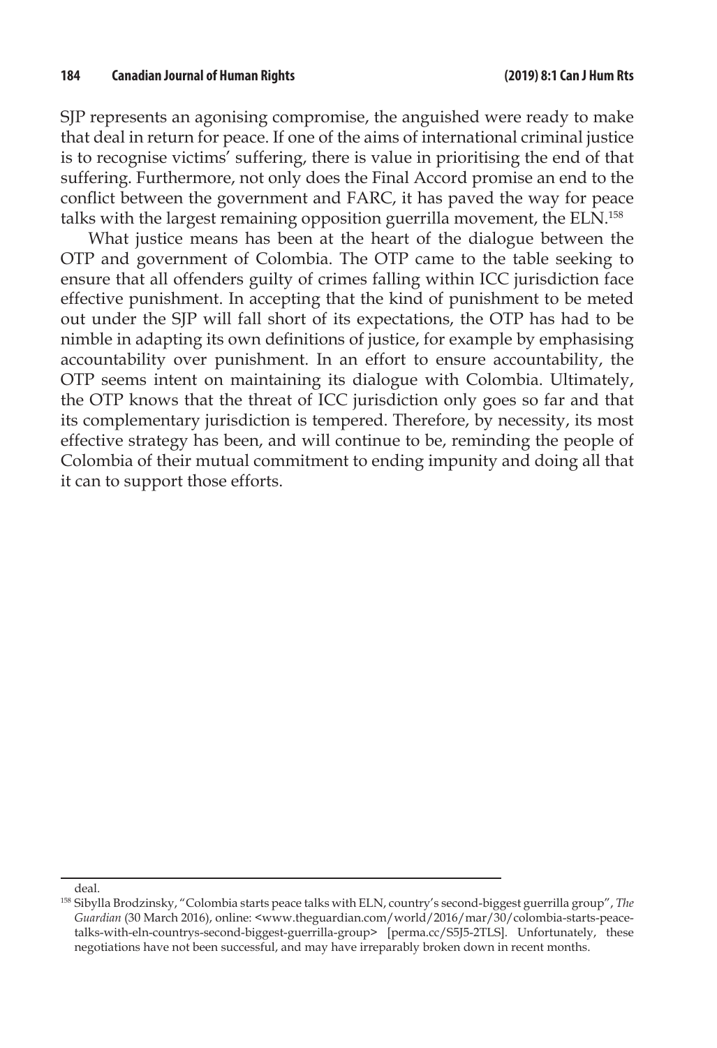SJP represents an agonising compromise, the anguished were ready to make that deal in return for peace. If one of the aims of international criminal justice is to recognise victims' suffering, there is value in prioritising the end of that suffering. Furthermore, not only does the Final Accord promise an end to the conflict between the government and FARC, it has paved the way for peace talks with the largest remaining opposition guerrilla movement, the ELN.[158]

What justice means has been at the heart of the dialogue between the OTP and government of Colombia. The OTP came to the table seeking to ensure that all offenders guilty of crimes falling within ICC jurisdiction face effective punishment. In accepting that the kind of punishment to be meted out under the SJP will fall short of its expectations, the OTP has had to be nimble in adapting its own definitions of justice, for example by emphasising accountability over punishment. In an effort to ensure accountability, the OTP seems intent on maintaining its dialogue with Colombia. Ultimately, the OTP knows that the threat of ICC jurisdiction only goes so far and that its complementary jurisdiction is tempered. Therefore, by necessity, its most effective strategy has been, and will continue to be, reminding the people of Colombia of their mutual commitment to ending impunity and doing all that it can to support those efforts.

---

deal.

[158] Sibylla Brodzinsky, "Colombia starts peace talks with ELN, country's second-biggest guerrilla group", *The Guardian* (30 March 2016), online: <www.theguardian.com/world/2016/mar/30/colombia-starts-peace-talks-with-eln-countrys-second-biggest-guerrilla-group> [perma.cc/S5J5-2TLS]. Unfortunately, these negotiations have not been successful, and may have irreparably broken down in recent months.